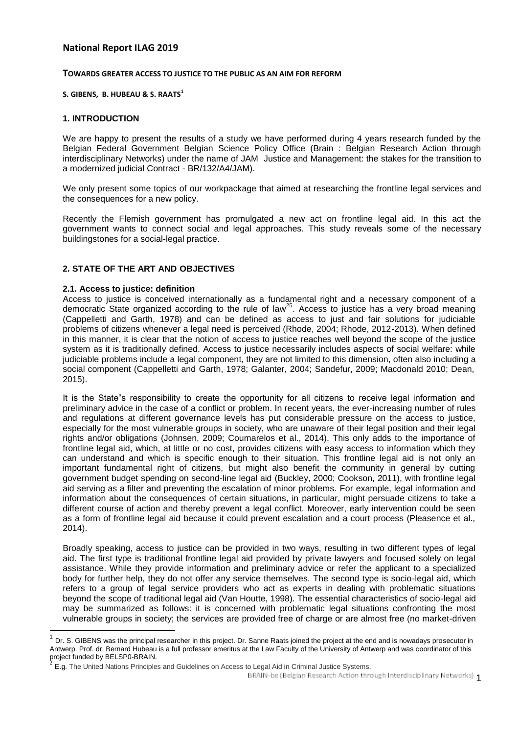# National Report ILAG 2019

**TOWARDS GREATER ACCESS TO JUSTICE TO THE PUBLIC AS AN AIM FOR REFORM**

**S. GIBENS, B. HUBEAU & S. RAATS[1]**

## 1. INTRODUCTION

We are happy to present the results of a study we have performed during 4 years research funded by the Belgian Federal Government Belgian Science Policy Office (Brain : Belgian Research Action through interdisciplinary Networks) under the name of JAM Justice and Management: the stakes for the transition to a modernized judicial Contract - BR/132/A4/JAM).

We only present some topics of our workpackage that aimed at researching the frontline legal services and the consequences for a new policy.

Recently the Flemish government has promulgated a new act on frontline legal aid. In this act the government wants to connect social and legal approaches. This study reveals some of the necessary buildingstones for a social-legal practice.

## 2. STATE OF THE ART AND OBJECTIVES

### 2.1. Access to justice: definition

Access to justice is conceived internationally as a fundamental right and a necessary component of a democratic State organized according to the rule of law[25]. Access to justice has a very broad meaning (Cappelletti and Garth, 1978) and can be defined as access to just and fair solutions for judiciable problems of citizens whenever a legal need is perceived (Rhode, 2004; Rhode, 2012-2013). When defined in this manner, it is clear that the notion of access to justice reaches well beyond the scope of the justice system as it is traditionally defined. Access to justice necessarily includes aspects of social welfare: while judiciable problems include a legal component, they are not limited to this dimension, often also including a social component (Cappelletti and Garth, 1978; Galanter, 2004; Sandefur, 2009; Macdonald 2010; Dean, 2015).

It is the State"s responsibility to create the opportunity for all citizens to receive legal information and preliminary advice in the case of a conflict or problem. In recent years, the ever-increasing number of rules and regulations at different governance levels has put considerable pressure on the access to justice, especially for the most vulnerable groups in society, who are unaware of their legal position and their legal rights and/or obligations (Johnsen, 2009; Coumarelos et al., 2014). This only adds to the importance of frontline legal aid, which, at little or no cost, provides citizens with easy access to information which they can understand and which is specific enough to their situation. This frontline legal aid is not only an important fundamental right of citizens, but might also benefit the community in general by cutting government budget spending on second-line legal aid (Buckley, 2000; Cookson, 2011), with frontline legal aid serving as a filter and preventing the escalation of minor problems. For example, legal information and information about the consequences of certain situations, in particular, might persuade citizens to take a different course of action and thereby prevent a legal conflict. Moreover, early intervention could be seen as a form of frontline legal aid because it could prevent escalation and a court process (Pleasence et al., 2014).

Broadly speaking, access to justice can be provided in two ways, resulting in two different types of legal aid. The first type is traditional frontline legal aid provided by private lawyers and focused solely on legal assistance. While they provide information and preliminary advice or refer the applicant to a specialized body for further help, they do not offer any service themselves. The second type is socio-legal aid, which refers to a group of legal service providers who act as experts in dealing with problematic situations beyond the scope of traditional legal aid (Van Houtte, 1998). The essential characteristics of socio-legal aid may be summarized as follows: it is concerned with problematic legal situations confronting the most vulnerable groups in society; the services are provided free of charge or are almost free (no market-driven

---

[1] Dr. S. GIBENS was the principal researcher in this project. Dr. Sanne Raats joined the project at the end and is nowadays prosecutor in Antwerp. Prof. dr. Bernard Hubeau is a full professor emeritus at the Law Faculty of the University of Antwerp and was coordinator of this project funded by BELSP0-BRAIN.

[2] E.g. The United Nations Principles and Guidelines on Access to Legal Aid in Criminal Justice Systems.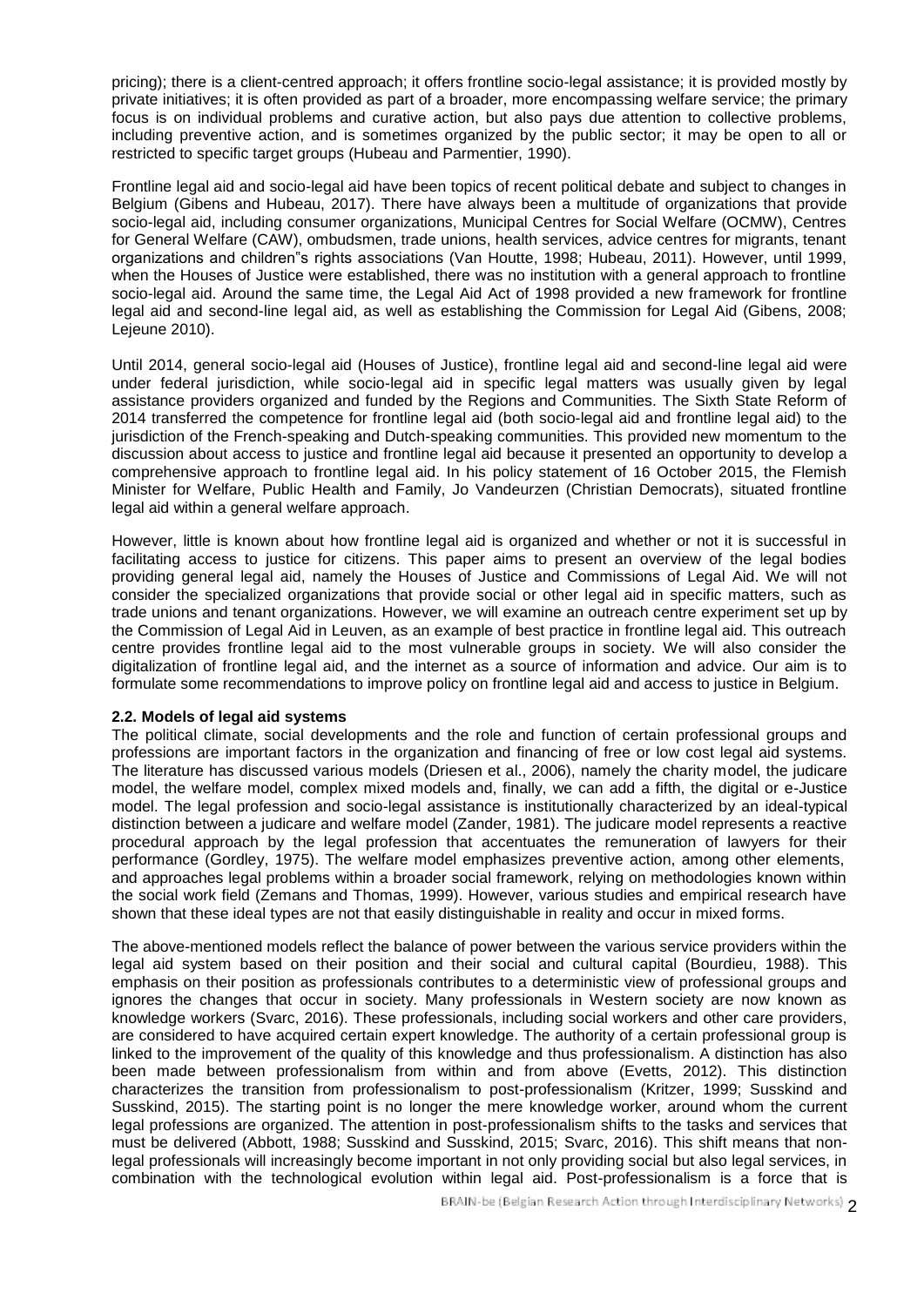pricing); there is a client-centred approach; it offers frontline socio-legal assistance; it is provided mostly by private initiatives; it is often provided as part of a broader, more encompassing welfare service; the primary focus is on individual problems and curative action, but also pays due attention to collective problems, including preventive action, and is sometimes organized by the public sector; it may be open to all or restricted to specific target groups (Hubeau and Parmentier, 1990).

Frontline legal aid and socio-legal aid have been topics of recent political debate and subject to changes in Belgium (Gibens and Hubeau, 2017). There have always been a multitude of organizations that provide socio-legal aid, including consumer organizations, Municipal Centres for Social Welfare (OCMW), Centres for General Welfare (CAW), ombudsmen, trade unions, health services, advice centres for migrants, tenant organizations and children"s rights associations (Van Houtte, 1998; Hubeau, 2011). However, until 1999, when the Houses of Justice were established, there was no institution with a general approach to frontline socio-legal aid. Around the same time, the Legal Aid Act of 1998 provided a new framework for frontline legal aid and second-line legal aid, as well as establishing the Commission for Legal Aid (Gibens, 2008; Lejeune 2010).

Until 2014, general socio-legal aid (Houses of Justice), frontline legal aid and second-line legal aid were under federal jurisdiction, while socio-legal aid in specific legal matters was usually given by legal assistance providers organized and funded by the Regions and Communities. The Sixth State Reform of 2014 transferred the competence for frontline legal aid (both socio-legal aid and frontline legal aid) to the jurisdiction of the French-speaking and Dutch-speaking communities. This provided new momentum to the discussion about access to justice and frontline legal aid because it presented an opportunity to develop a comprehensive approach to frontline legal aid. In his policy statement of 16 October 2015, the Flemish Minister for Welfare, Public Health and Family, Jo Vandeurzen (Christian Democrats), situated frontline legal aid within a general welfare approach.

However, little is known about how frontline legal aid is organized and whether or not it is successful in facilitating access to justice for citizens. This paper aims to present an overview of the legal bodies providing general legal aid, namely the Houses of Justice and Commissions of Legal Aid. We will not consider the specialized organizations that provide social or other legal aid in specific matters, such as trade unions and tenant organizations. However, we will examine an outreach centre experiment set up by the Commission of Legal Aid in Leuven, as an example of best practice in frontline legal aid. This outreach centre provides frontline legal aid to the most vulnerable groups in society. We will also consider the digitalization of frontline legal aid, and the internet as a source of information and advice. Our aim is to formulate some recommendations to improve policy on frontline legal aid and access to justice in Belgium.

**2.2. Models of legal aid systems**

The political climate, social developments and the role and function of certain professional groups and professions are important factors in the organization and financing of free or low cost legal aid systems. The literature has discussed various models (Driesen et al., 2006), namely the charity model, the judicare model, the welfare model, complex mixed models and, finally, we can add a fifth, the digital or e-Justice model. The legal profession and socio-legal assistance is institutionally characterized by an ideal-typical distinction between a judicare and welfare model (Zander, 1981). The judicare model represents a reactive procedural approach by the legal profession that accentuates the remuneration of lawyers for their performance (Gordley, 1975). The welfare model emphasizes preventive action, among other elements, and approaches legal problems within a broader social framework, relying on methodologies known within the social work field (Zemans and Thomas, 1999). However, various studies and empirical research have shown that these ideal types are not that easily distinguishable in reality and occur in mixed forms.

The above-mentioned models reflect the balance of power between the various service providers within the legal aid system based on their position and their social and cultural capital (Bourdieu, 1988). This emphasis on their position as professionals contributes to a deterministic view of professional groups and ignores the changes that occur in society. Many professionals in Western society are now known as knowledge workers (Svarc, 2016). These professionals, including social workers and other care providers, are considered to have acquired certain expert knowledge. The authority of a certain professional group is linked to the improvement of the quality of this knowledge and thus professionalism. A distinction has also been made between professionalism from within and from above (Evetts, 2012). This distinction characterizes the transition from professionalism to post-professionalism (Kritzer, 1999; Susskind and Susskind, 2015). The starting point is no longer the mere knowledge worker, around whom the current legal professions are organized. The attention in post-professionalism shifts to the tasks and services that must be delivered (Abbott, 1988; Susskind and Susskind, 2015; Svarc, 2016). This shift means that non-legal professionals will increasingly become important in not only providing social but also legal services, in combination with the technological evolution within legal aid. Post-professionalism is a force that is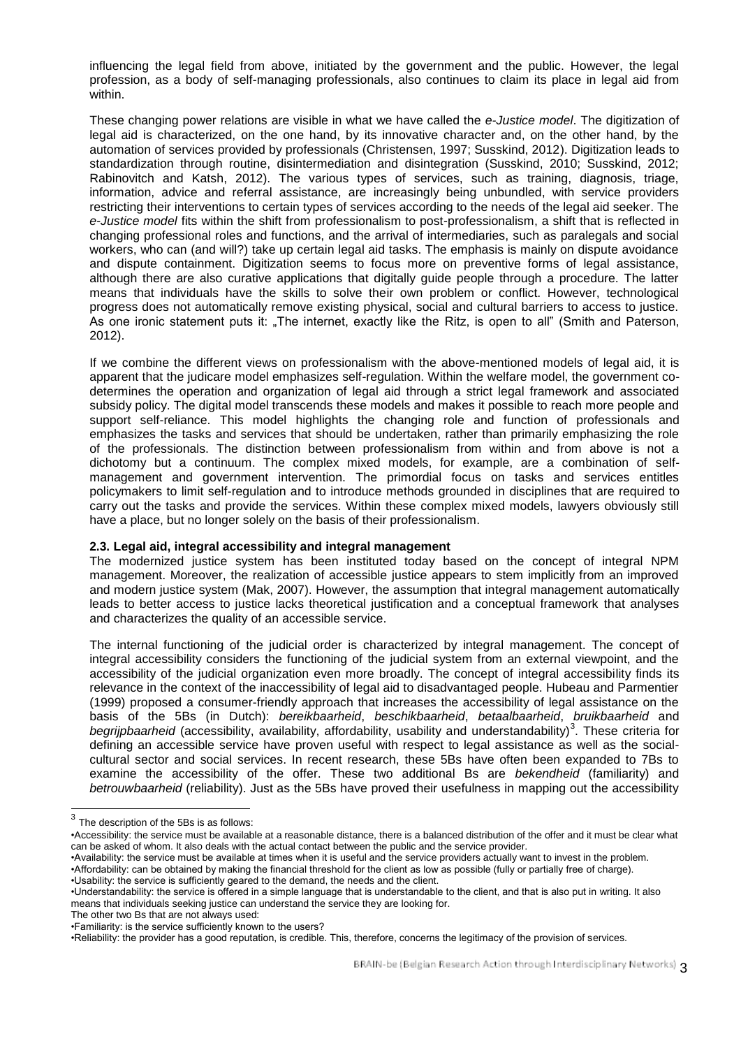influencing the legal field from above, initiated by the government and the public. However, the legal profession, as a body of self-managing professionals, also continues to claim its place in legal aid from within.

These changing power relations are visible in what we have called the *e-Justice model*. The digitization of legal aid is characterized, on the one hand, by its innovative character and, on the other hand, by the automation of services provided by professionals (Christensen, 1997; Susskind, 2012). Digitization leads to standardization through routine, disintermediation and disintegration (Susskind, 2010; Susskind, 2012; Rabinovitch and Katsh, 2012). The various types of services, such as training, diagnosis, triage, information, advice and referral assistance, are increasingly being unbundled, with service providers restricting their interventions to certain types of services according to the needs of the legal aid seeker. The *e-Justice model* fits within the shift from professionalism to post-professionalism, a shift that is reflected in changing professional roles and functions, and the arrival of intermediaries, such as paralegals and social workers, who can (and will?) take up certain legal aid tasks. The emphasis is mainly on dispute avoidance and dispute containment. Digitization seems to focus more on preventive forms of legal assistance, although there are also curative applications that digitally guide people through a procedure. The latter means that individuals have the skills to solve their own problem or conflict. However, technological progress does not automatically remove existing physical, social and cultural barriers to access to justice. As one ironic statement puts it: „The internet, exactly like the Ritz, is open to all" (Smith and Paterson, 2012).

If we combine the different views on professionalism with the above-mentioned models of legal aid, it is apparent that the judicare model emphasizes self-regulation. Within the welfare model, the government co-determines the operation and organization of legal aid through a strict legal framework and associated subsidy policy. The digital model transcends these models and makes it possible to reach more people and support self-reliance. This model highlights the changing role and function of professionals and emphasizes the tasks and services that should be undertaken, rather than primarily emphasizing the role of the professionals. The distinction between professionalism from within and from above is not a dichotomy but a continuum. The complex mixed models, for example, are a combination of self-management and government intervention. The primordial focus on tasks and services entitles policymakers to limit self-regulation and to introduce methods grounded in disciplines that are required to carry out the tasks and provide the services. Within these complex mixed models, lawyers obviously still have a place, but no longer solely on the basis of their professionalism.

### 2.3. Legal aid, integral accessibility and integral management

The modernized justice system has been instituted today based on the concept of integral NPM management. Moreover, the realization of accessible justice appears to stem implicitly from an improved and modern justice system (Mak, 2007). However, the assumption that integral management automatically leads to better access to justice lacks theoretical justification and a conceptual framework that analyses and characterizes the quality of an accessible service.

The internal functioning of the judicial order is characterized by integral management. The concept of integral accessibility considers the functioning of the judicial system from an external viewpoint, and the accessibility of the judicial organization even more broadly. The concept of integral accessibility finds its relevance in the context of the inaccessibility of legal aid to disadvantaged people. Hubeau and Parmentier (1999) proposed a consumer-friendly approach that increases the accessibility of legal assistance on the basis of the 5Bs (in Dutch): *bereikbaarheid*, *beschikbaarheid*, *betaalbaarheid*, *bruikbaarheid* and *begrijpbaarheid* (accessibility, availability, affordability, usability and understandability)[3]. These criteria for defining an accessible service have proven useful with respect to legal assistance as well as the social-cultural sector and social services. In recent research, these 5Bs have often been expanded to 7Bs to examine the accessibility of the offer. These two additional Bs are *bekendheid* (familiarity) and *betrouwbaarheid* (reliability). Just as the 5Bs have proved their usefulness in mapping out the accessibility

---

[3] The description of the 5Bs is as follows:

•Accessibility: the service must be available at a reasonable distance, there is a balanced distribution of the offer and it must be clear what can be asked of whom. It also deals with the actual contact between the public and the service provider.
•Availability: the service must be available at times when it is useful and the service providers actually want to invest in the problem.
•Affordability: can be obtained by making the financial threshold for the client as low as possible (fully or partially free of charge).
•Usability: the service is sufficiently geared to the demand, the needs and the client.
•Understandability: the service is offered in a simple language that is understandable to the client, and that is also put in writing. It also means that individuals seeking justice can understand the service they are looking for.

The other two Bs that are not always used:
•Familiarity: is the service sufficiently known to the users?
•Reliability: the provider has a good reputation, is credible. This, therefore, concerns the legitimacy of the provision of services.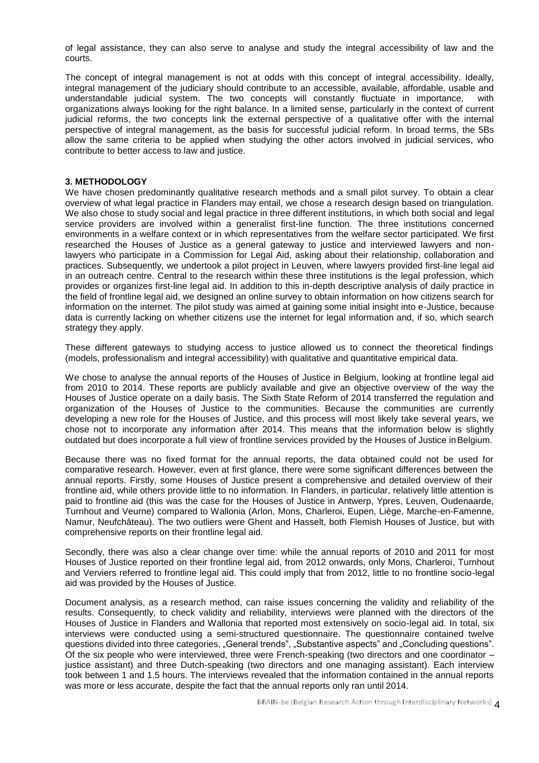of legal assistance, they can also serve to analyse and study the integral accessibility of law and the courts.

The concept of integral management is not at odds with this concept of integral accessibility. Ideally, integral management of the judiciary should contribute to an accessible, available, affordable, usable and understandable judicial system. The two concepts will constantly fluctuate in importance, with organizations always looking for the right balance. In a limited sense, particularly in the context of current judicial reforms, the two concepts link the external perspective of a qualitative offer with the internal perspective of integral management, as the basis for successful judicial reform. In broad terms, the 5Bs allow the same criteria to be applied when studying the other actors involved in judicial services, who contribute to better access to law and justice.

## 3. METHODOLOGY

We have chosen predominantly qualitative research methods and a small pilot survey. To obtain a clear overview of what legal practice in Flanders may entail, we chose a research design based on triangulation. We also chose to study social and legal practice in three different institutions, in which both social and legal service providers are involved within a generalist first-line function. The three institutions concerned environments in a welfare context or in which representatives from the welfare sector participated. We first researched the Houses of Justice as a general gateway to justice and interviewed lawyers and non-lawyers who participate in a Commission for Legal Aid, asking about their relationship, collaboration and practices. Subsequently, we undertook a pilot project in Leuven, where lawyers provided first-line legal aid in an outreach centre. Central to the research within these three institutions is the legal profession, which provides or organizes first-line legal aid. In addition to this in-depth descriptive analysis of daily practice in the field of frontline legal aid, we designed an online survey to obtain information on how citizens search for information on the internet. The pilot study was aimed at gaining some initial insight into e-Justice, because data is currently lacking on whether citizens use the internet for legal information and, if so, which search strategy they apply.

These different gateways to studying access to justice allowed us to connect the theoretical findings (models, professionalism and integral accessibility) with qualitative and quantitative empirical data.

We chose to analyse the annual reports of the Houses of Justice in Belgium, looking at frontline legal aid from 2010 to 2014. These reports are publicly available and give an objective overview of the way the Houses of Justice operate on a daily basis. The Sixth State Reform of 2014 transferred the regulation and organization of the Houses of Justice to the communities. Because the communities are currently developing a new role for the Houses of Justice, and this process will most likely take several years, we chose not to incorporate any information after 2014. This means that the information below is slightly outdated but does incorporate a full view of frontline services provided by the Houses of Justice in Belgium.

Because there was no fixed format for the annual reports, the data obtained could not be used for comparative research. However, even at first glance, there were some significant differences between the annual reports. Firstly, some Houses of Justice present a comprehensive and detailed overview of their frontline aid, while others provide little to no information. In Flanders, in particular, relatively little attention is paid to frontline aid (this was the case for the Houses of Justice in Antwerp, Ypres, Leuven, Oudenaarde, Turnhout and Veurne) compared to Wallonia (Arlon, Mons, Charleroi, Eupen, Liège, Marche-en-Famenne, Namur, Neufchâteau). The two outliers were Ghent and Hasselt, both Flemish Houses of Justice, but with comprehensive reports on their frontline legal aid.

Secondly, there was also a clear change over time: while the annual reports of 2010 and 2011 for most Houses of Justice reported on their frontline legal aid, from 2012 onwards, only Mons, Charleroi, Turnhout and Verviers referred to frontline legal aid. This could imply that from 2012, little to no frontline socio-legal aid was provided by the Houses of Justice.

Document analysis, as a research method, can raise issues concerning the validity and reliability of the results. Consequently, to check validity and reliability, interviews were planned with the directors of the Houses of Justice in Flanders and Wallonia that reported most extensively on socio-legal aid. In total, six interviews were conducted using a semi-structured questionnaire. The questionnaire contained twelve questions divided into three categories, „General trends", „Substantive aspects" and „Concluding questions". Of the six people who were interviewed, three were French-speaking (two directors and one coordinator – justice assistant) and three Dutch-speaking (two directors and one managing assistant). Each interview took between 1 and 1.5 hours. The interviews revealed that the information contained in the annual reports was more or less accurate, despite the fact that the annual reports only ran until 2014.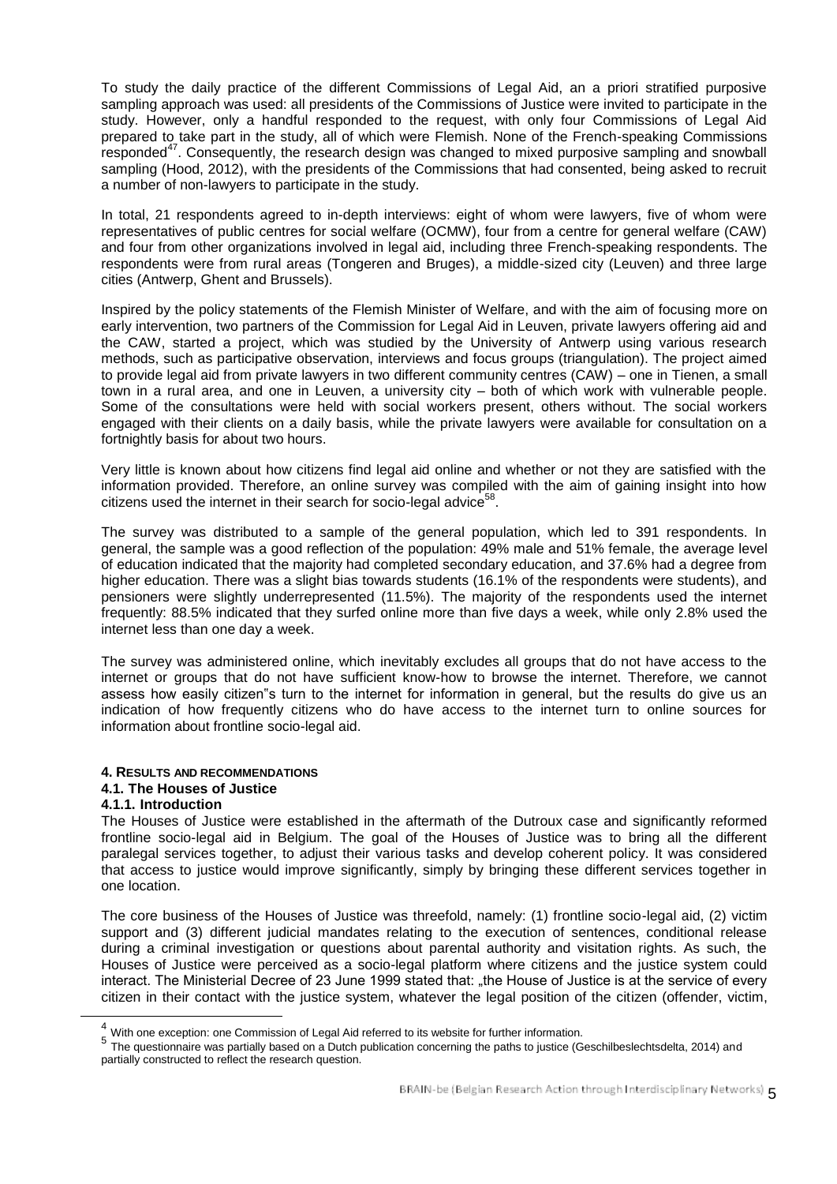To study the daily practice of the different Commissions of Legal Aid, an a priori stratified purposive sampling approach was used: all presidents of the Commissions of Justice were invited to participate in the study. However, only a handful responded to the request, with only four Commissions of Legal Aid prepared to take part in the study, all of which were Flemish. None of the French-speaking Commissions responded[47]. Consequently, the research design was changed to mixed purposive sampling and snowball sampling (Hood, 2012), with the presidents of the Commissions that had consented, being asked to recruit a number of non-lawyers to participate in the study.

In total, 21 respondents agreed to in-depth interviews: eight of whom were lawyers, five of whom were representatives of public centres for social welfare (OCMW), four from a centre for general welfare (CAW) and four from other organizations involved in legal aid, including three French-speaking respondents. The respondents were from rural areas (Tongeren and Bruges), a middle-sized city (Leuven) and three large cities (Antwerp, Ghent and Brussels).

Inspired by the policy statements of the Flemish Minister of Welfare, and with the aim of focusing more on early intervention, two partners of the Commission for Legal Aid in Leuven, private lawyers offering aid and the CAW, started a project, which was studied by the University of Antwerp using various research methods, such as participative observation, interviews and focus groups (triangulation). The project aimed to provide legal aid from private lawyers in two different community centres (CAW) – one in Tienen, a small town in a rural area, and one in Leuven, a university city – both of which work with vulnerable people. Some of the consultations were held with social workers present, others without. The social workers engaged with their clients on a daily basis, while the private lawyers were available for consultation on a fortnightly basis for about two hours.

Very little is known about how citizens find legal aid online and whether or not they are satisfied with the information provided. Therefore, an online survey was compiled with the aim of gaining insight into how citizens used the internet in their search for socio-legal advice[58].

The survey was distributed to a sample of the general population, which led to 391 respondents. In general, the sample was a good reflection of the population: 49% male and 51% female, the average level of education indicated that the majority had completed secondary education, and 37.6% had a degree from higher education. There was a slight bias towards students (16.1% of the respondents were students), and pensioners were slightly underrepresented (11.5%). The majority of the respondents used the internet frequently: 88.5% indicated that they surfed online more than five days a week, while only 2.8% used the internet less than one day a week.

The survey was administered online, which inevitably excludes all groups that do not have access to the internet or groups that do not have sufficient know-how to browse the internet. Therefore, we cannot assess how easily citizen"s turn to the internet for information in general, but the results do give us an indication of how frequently citizens who do have access to the internet turn to online sources for information about frontline socio-legal aid.

## 4. Results and recommendations

### 4.1. The Houses of Justice

#### 4.1.1. Introduction

The Houses of Justice were established in the aftermath of the Dutroux case and significantly reformed frontline socio-legal aid in Belgium. The goal of the Houses of Justice was to bring all the different paralegal services together, to adjust their various tasks and develop coherent policy. It was considered that access to justice would improve significantly, simply by bringing these different services together in one location.

The core business of the Houses of Justice was threefold, namely: (1) frontline socio-legal aid, (2) victim support and (3) different judicial mandates relating to the execution of sentences, conditional release during a criminal investigation or questions about parental authority and visitation rights. As such, the Houses of Justice were perceived as a socio-legal platform where citizens and the justice system could interact. The Ministerial Decree of 23 June 1999 stated that: „the House of Justice is at the service of every citizen in their contact with the justice system, whatever the legal position of the citizen (offender, victim,

---

[4] With one exception: one Commission of Legal Aid referred to its website for further information.

[5] The questionnaire was partially based on a Dutch publication concerning the paths to justice (Geschilbeslechtsdelta, 2014) and partially constructed to reflect the research question.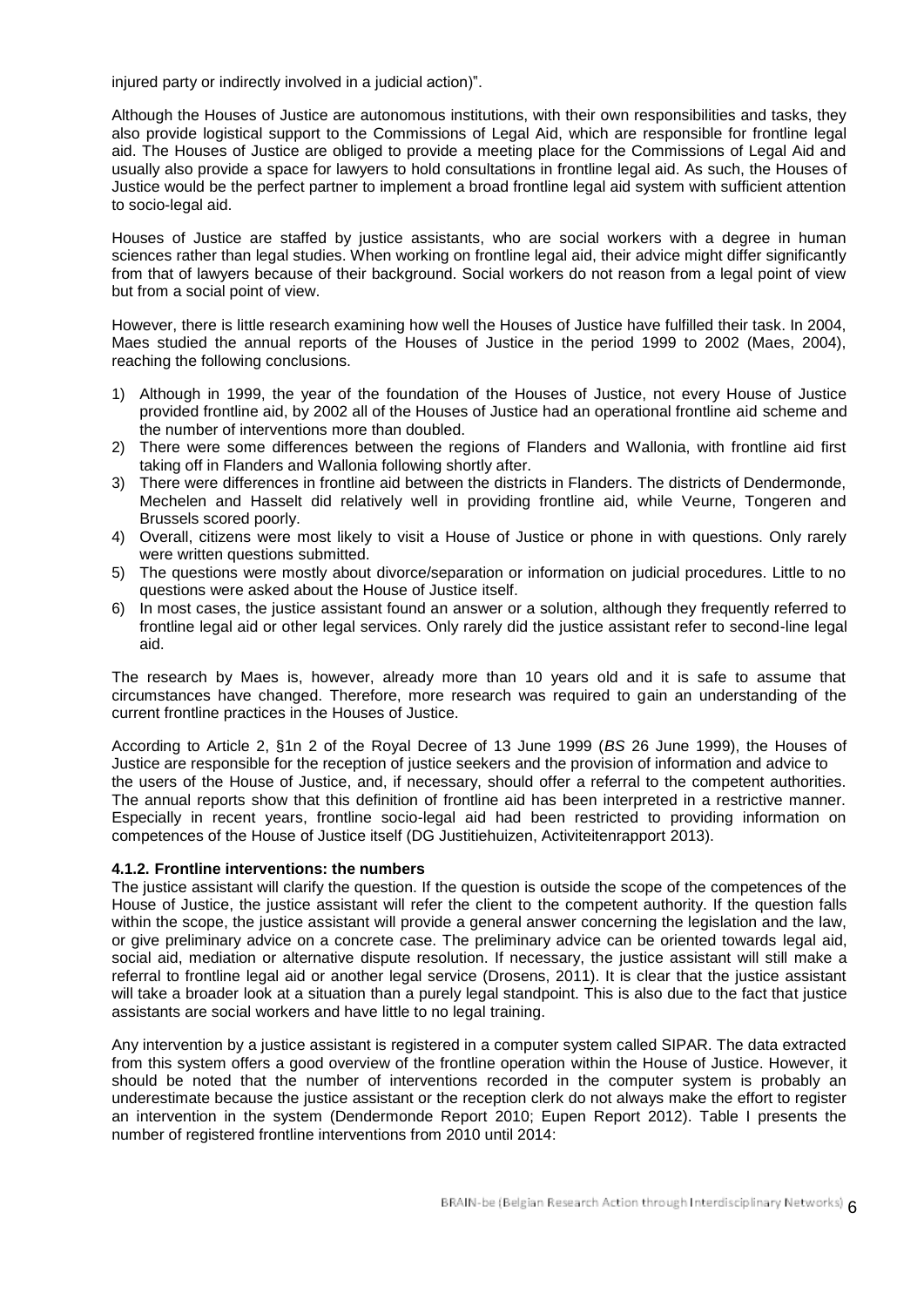injured party or indirectly involved in a judicial action)".

Although the Houses of Justice are autonomous institutions, with their own responsibilities and tasks, they also provide logistical support to the Commissions of Legal Aid, which are responsible for frontline legal aid. The Houses of Justice are obliged to provide a meeting place for the Commissions of Legal Aid and usually also provide a space for lawyers to hold consultations in frontline legal aid. As such, the Houses of Justice would be the perfect partner to implement a broad frontline legal aid system with sufficient attention to socio-legal aid.

Houses of Justice are staffed by justice assistants, who are social workers with a degree in human sciences rather than legal studies. When working on frontline legal aid, their advice might differ significantly from that of lawyers because of their background. Social workers do not reason from a legal point of view but from a social point of view.

However, there is little research examining how well the Houses of Justice have fulfilled their task. In 2004, Maes studied the annual reports of the Houses of Justice in the period 1999 to 2002 (Maes, 2004), reaching the following conclusions.

1) Although in 1999, the year of the foundation of the Houses of Justice, not every House of Justice provided frontline aid, by 2002 all of the Houses of Justice had an operational frontline aid scheme and the number of interventions more than doubled.
2) There were some differences between the regions of Flanders and Wallonia, with frontline aid first taking off in Flanders and Wallonia following shortly after.
3) There were differences in frontline aid between the districts in Flanders. The districts of Dendermonde, Mechelen and Hasselt did relatively well in providing frontline aid, while Veurne, Tongeren and Brussels scored poorly.
4) Overall, citizens were most likely to visit a House of Justice or phone in with questions. Only rarely were written questions submitted.
5) The questions were mostly about divorce/separation or information on judicial procedures. Little to no questions were asked about the House of Justice itself.
6) In most cases, the justice assistant found an answer or a solution, although they frequently referred to frontline legal aid or other legal services. Only rarely did the justice assistant refer to second-line legal aid.

The research by Maes is, however, already more than 10 years old and it is safe to assume that circumstances have changed. Therefore, more research was required to gain an understanding of the current frontline practices in the Houses of Justice.

According to Article 2, §1n 2 of the Royal Decree of 13 June 1999 (*BS* 26 June 1999), the Houses of Justice are responsible for the reception of justice seekers and the provision of information and advice to the users of the House of Justice, and, if necessary, should offer a referral to the competent authorities. The annual reports show that this definition of frontline aid has been interpreted in a restrictive manner. Especially in recent years, frontline socio-legal aid had been restricted to providing information on competences of the House of Justice itself (DG Justitiehuizen, Activiteitenrapport 2013).

### 4.1.2. Frontline interventions: the numbers

The justice assistant will clarify the question. If the question is outside the scope of the competences of the House of Justice, the justice assistant will refer the client to the competent authority. If the question falls within the scope, the justice assistant will provide a general answer concerning the legislation and the law, or give preliminary advice on a concrete case. The preliminary advice can be oriented towards legal aid, social aid, mediation or alternative dispute resolution. If necessary, the justice assistant will still make a referral to frontline legal aid or another legal service (Drosens, 2011). It is clear that the justice assistant will take a broader look at a situation than a purely legal standpoint. This is also due to the fact that justice assistants are social workers and have little to no legal training.

Any intervention by a justice assistant is registered in a computer system called SIPAR. The data extracted from this system offers a good overview of the frontline operation within the House of Justice. However, it should be noted that the number of interventions recorded in the computer system is probably an underestimate because the justice assistant or the reception clerk do not always make the effort to register an intervention in the system (Dendermonde Report 2010; Eupen Report 2012). Table I presents the number of registered frontline interventions from 2010 until 2014: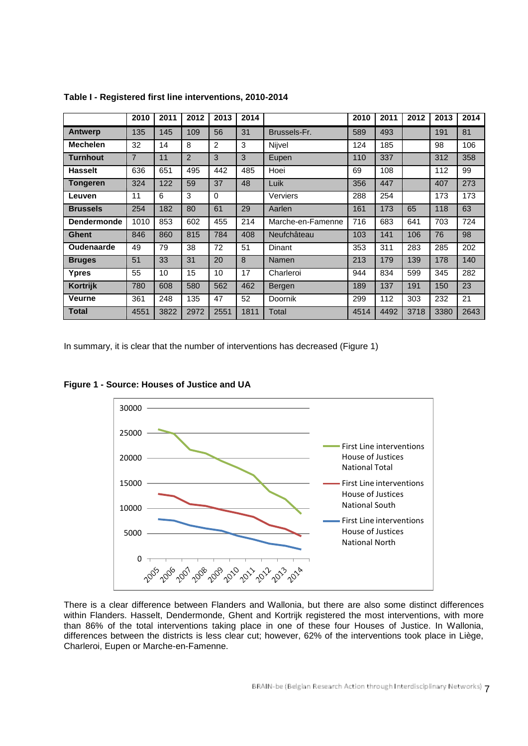**Table I - Registered first line interventions, 2010-2014**

| | 2010 | 2011 | 2012 | 2013 | 2014 | | 2010 | 2011 | 2012 | 2013 | 2014 |
|---|---|---|---|---|---|---|---|---|---|---|---|
| **Antwerp** | 135 | 145 | 109 | 56 | 31 | Brussels-Fr. | 589 | 493 | | 191 | 81 |
| **Mechelen** | 32 | 14 | 8 | 2 | 3 | Nijvel | 124 | 185 | | 98 | 106 |
| **Turnhout** | 7 | 11 | 2 | 3 | 3 | Eupen | 110 | 337 | | 312 | 358 |
| **Hasselt** | 636 | 651 | 495 | 442 | 485 | Hoei | 69 | 108 | | 112 | 99 |
| **Tongeren** | 324 | 122 | 59 | 37 | 48 | Luik | 356 | 447 | | 407 | 273 |
| **Leuven** | 11 | 6 | 3 | 0 | | Verviers | 288 | 254 | | 173 | 173 |
| **Brussels** | 254 | 182 | 80 | 61 | 29 | Aarlen | 161 | 173 | 65 | 118 | 63 |
| **Dendermonde** | 1010 | 853 | 602 | 455 | 214 | Marche-en-Famenne | 716 | 683 | 641 | 703 | 724 |
| **Ghent** | 846 | 860 | 815 | 784 | 408 | Neufchâteau | 103 | 141 | 106 | 76 | 98 |
| **Oudenaarde** | 49 | 79 | 38 | 72 | 51 | Dinant | 353 | 311 | 283 | 285 | 202 |
| **Bruges** | 51 | 33 | 31 | 20 | 8 | Namen | 213 | 179 | 139 | 178 | 140 |
| **Ypres** | 55 | 10 | 15 | 10 | 17 | Charleroi | 944 | 834 | 599 | 345 | 282 |
| **Kortrijk** | 780 | 608 | 580 | 562 | 462 | Bergen | 189 | 137 | 191 | 150 | 23 |
| **Veurne** | 361 | 248 | 135 | 47 | 52 | Doornik | 299 | 112 | 303 | 232 | 21 |
| **Total** | 4551 | 3822 | 2972 | 2551 | 1811 | Total | 4514 | 4492 | 3718 | 3380 | 2643 |

In summary, it is clear that the number of interventions has decreased (Figure 1)

**Figure 1 - Source: Houses of Justice and UA**

There is a clear difference between Flanders and Wallonia, but there are also some distinct differences within Flanders. Hasselt, Dendermonde, Ghent and Kortrijk registered the most interventions, with more than 86% of the total interventions taking place in one of these four Houses of Justice. In Wallonia, differences between the districts is less clear cut; however, 62% of the interventions took place in Liège, Charleroi, Eupen or Marche-en-Famenne.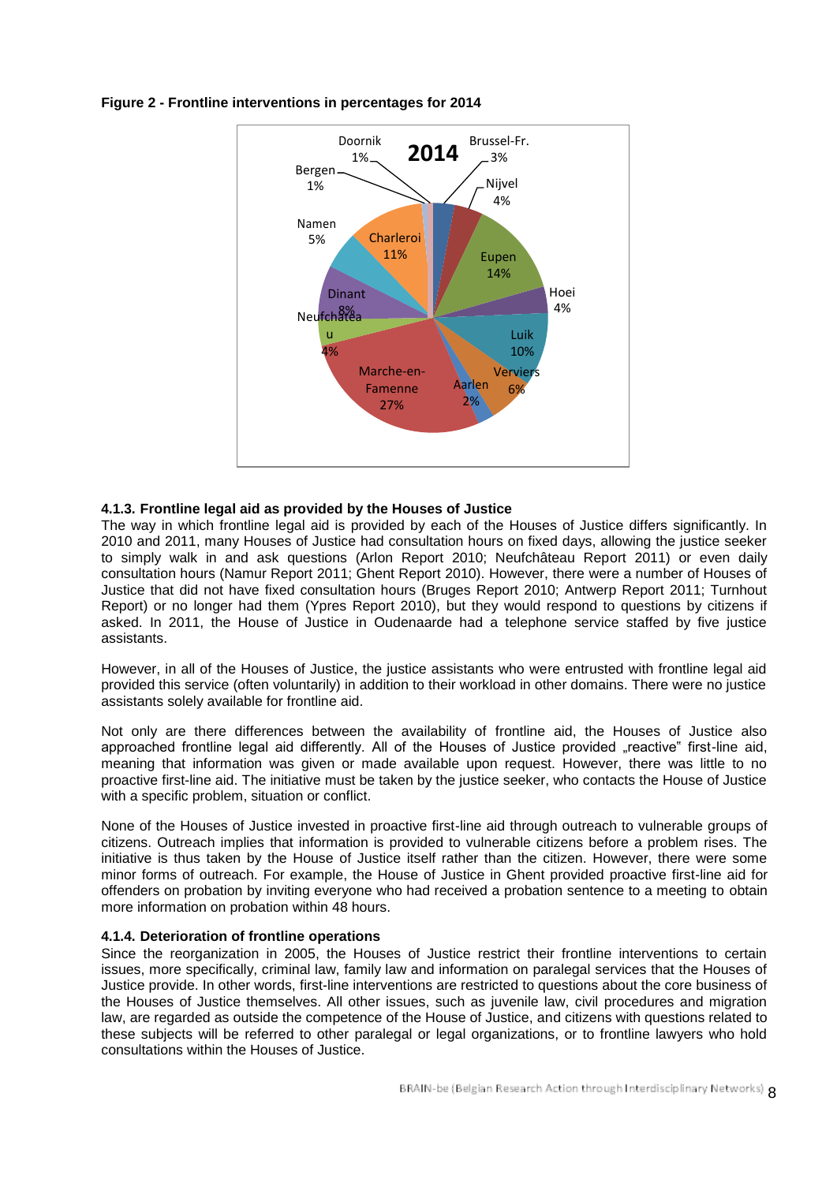**Figure 2 - Frontline interventions in percentages for 2014**

#### 4.1.3. Frontline legal aid as provided by the Houses of Justice

The way in which frontline legal aid is provided by each of the Houses of Justice differs significantly. In 2010 and 2011, many Houses of Justice had consultation hours on fixed days, allowing the justice seeker to simply walk in and ask questions (Arlon Report 2010; Neufchâteau Report 2011) or even daily consultation hours (Namur Report 2011; Ghent Report 2010). However, there were a number of Houses of Justice that did not have fixed consultation hours (Bruges Report 2010; Antwerp Report 2011; Turnhout Report) or no longer had them (Ypres Report 2010), but they would respond to questions by citizens if asked. In 2011, the House of Justice in Oudenaarde had a telephone service staffed by five justice assistants.

However, in all of the Houses of Justice, the justice assistants who were entrusted with frontline legal aid provided this service (often voluntarily) in addition to their workload in other domains. There were no justice assistants solely available for frontline aid.

Not only are there differences between the availability of frontline aid, the Houses of Justice also approached frontline legal aid differently. All of the Houses of Justice provided „reactive" first-line aid, meaning that information was given or made available upon request. However, there was little to no proactive first-line aid. The initiative must be taken by the justice seeker, who contacts the House of Justice with a specific problem, situation or conflict.

None of the Houses of Justice invested in proactive first-line aid through outreach to vulnerable groups of citizens. Outreach implies that information is provided to vulnerable citizens before a problem rises. The initiative is thus taken by the House of Justice itself rather than the citizen. However, there were some minor forms of outreach. For example, the House of Justice in Ghent provided proactive first-line aid for offenders on probation by inviting everyone who had received a probation sentence to a meeting to obtain more information on probation within 48 hours.

#### 4.1.4. Deterioration of frontline operations

Since the reorganization in 2005, the Houses of Justice restrict their frontline interventions to certain issues, more specifically, criminal law, family law and information on paralegal services that the Houses of Justice provide. In other words, first-line interventions are restricted to questions about the core business of the Houses of Justice themselves. All other issues, such as juvenile law, civil procedures and migration law, are regarded as outside the competence of the House of Justice, and citizens with questions related to these subjects will be referred to other paralegal or legal organizations, or to frontline lawyers who hold consultations within the Houses of Justice.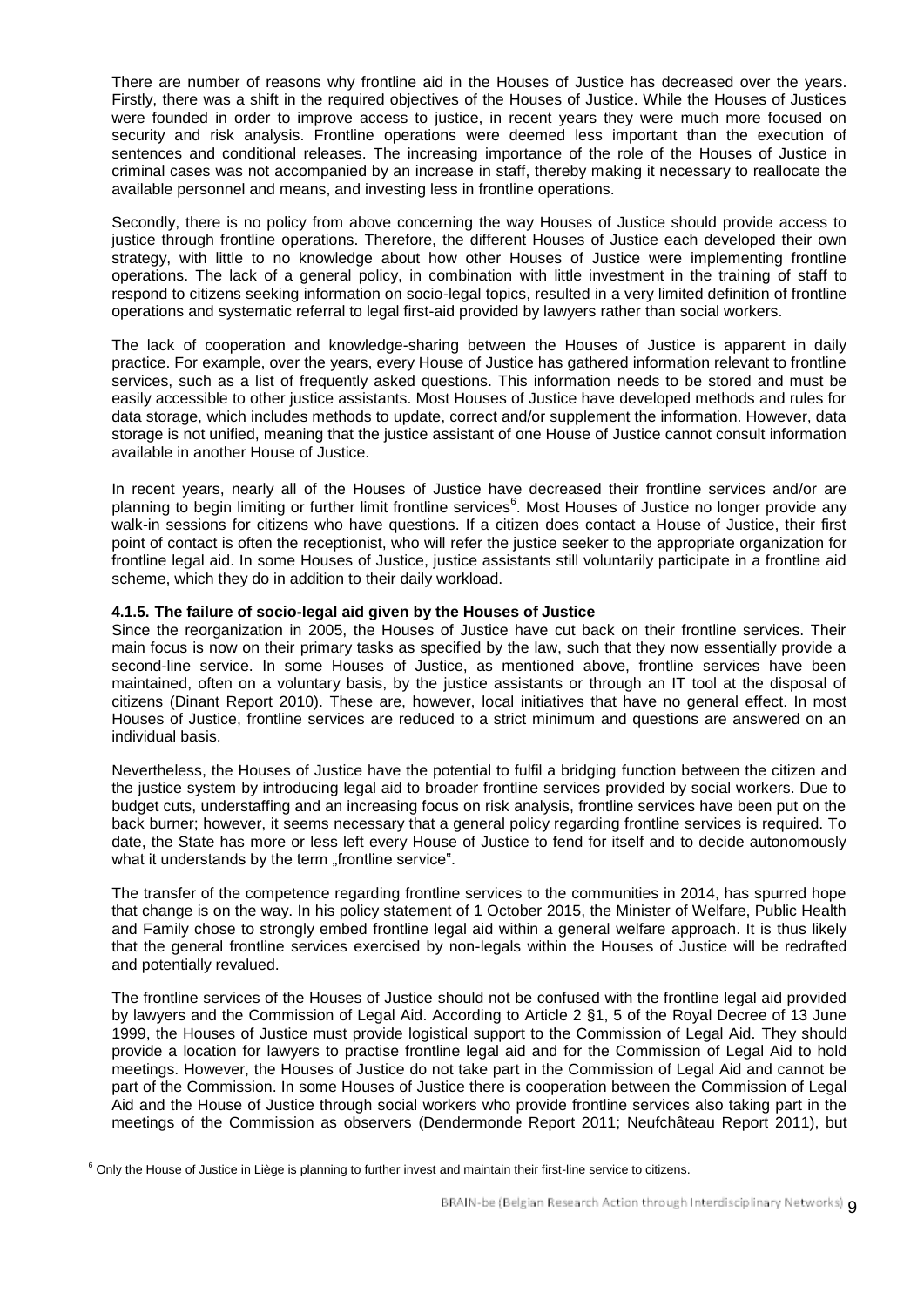There are number of reasons why frontline aid in the Houses of Justice has decreased over the years. Firstly, there was a shift in the required objectives of the Houses of Justice. While the Houses of Justices were founded in order to improve access to justice, in recent years they were much more focused on security and risk analysis. Frontline operations were deemed less important than the execution of sentences and conditional releases. The increasing importance of the role of the Houses of Justice in criminal cases was not accompanied by an increase in staff, thereby making it necessary to reallocate the available personnel and means, and investing less in frontline operations.

Secondly, there is no policy from above concerning the way Houses of Justice should provide access to justice through frontline operations. Therefore, the different Houses of Justice each developed their own strategy, with little to no knowledge about how other Houses of Justice were implementing frontline operations. The lack of a general policy, in combination with little investment in the training of staff to respond to citizens seeking information on socio-legal topics, resulted in a very limited definition of frontline operations and systematic referral to legal first-aid provided by lawyers rather than social workers.

The lack of cooperation and knowledge-sharing between the Houses of Justice is apparent in daily practice. For example, over the years, every House of Justice has gathered information relevant to frontline services, such as a list of frequently asked questions. This information needs to be stored and must be easily accessible to other justice assistants. Most Houses of Justice have developed methods and rules for data storage, which includes methods to update, correct and/or supplement the information. However, data storage is not unified, meaning that the justice assistant of one House of Justice cannot consult information available in another House of Justice.

In recent years, nearly all of the Houses of Justice have decreased their frontline services and/or are planning to begin limiting or further limit frontline services[6]. Most Houses of Justice no longer provide any walk-in sessions for citizens who have questions. If a citizen does contact a House of Justice, their first point of contact is often the receptionist, who will refer the justice seeker to the appropriate organization for frontline legal aid. In some Houses of Justice, justice assistants still voluntarily participate in a frontline aid scheme, which they do in addition to their daily workload.

#### 4.1.5. The failure of socio-legal aid given by the Houses of Justice

Since the reorganization in 2005, the Houses of Justice have cut back on their frontline services. Their main focus is now on their primary tasks as specified by the law, such that they now essentially provide a second-line service. In some Houses of Justice, as mentioned above, frontline services have been maintained, often on a voluntary basis, by the justice assistants or through an IT tool at the disposal of citizens (Dinant Report 2010). These are, however, local initiatives that have no general effect. In most Houses of Justice, frontline services are reduced to a strict minimum and questions are answered on an individual basis.

Nevertheless, the Houses of Justice have the potential to fulfil a bridging function between the citizen and the justice system by introducing legal aid to broader frontline services provided by social workers. Due to budget cuts, understaffing and an increasing focus on risk analysis, frontline services have been put on the back burner; however, it seems necessary that a general policy regarding frontline services is required. To date, the State has more or less left every House of Justice to fend for itself and to decide autonomously what it understands by the term „frontline service".

The transfer of the competence regarding frontline services to the communities in 2014, has spurred hope that change is on the way. In his policy statement of 1 October 2015, the Minister of Welfare, Public Health and Family chose to strongly embed frontline legal aid within a general welfare approach. It is thus likely that the general frontline services exercised by non-legals within the Houses of Justice will be redrafted and potentially revalued.

The frontline services of the Houses of Justice should not be confused with the frontline legal aid provided by lawyers and the Commission of Legal Aid. According to Article 2 §1, 5 of the Royal Decree of 13 June 1999, the Houses of Justice must provide logistical support to the Commission of Legal Aid. They should provide a location for lawyers to practise frontline legal aid and for the Commission of Legal Aid to hold meetings. However, the Houses of Justice do not take part in the Commission of Legal Aid and cannot be part of the Commission. In some Houses of Justice there is cooperation between the Commission of Legal Aid and the House of Justice through social workers who provide frontline services also taking part in the meetings of the Commission as observers (Dendermonde Report 2011; Neufchâteau Report 2011), but

[6] Only the House of Justice in Liège is planning to further invest and maintain their first-line service to citizens.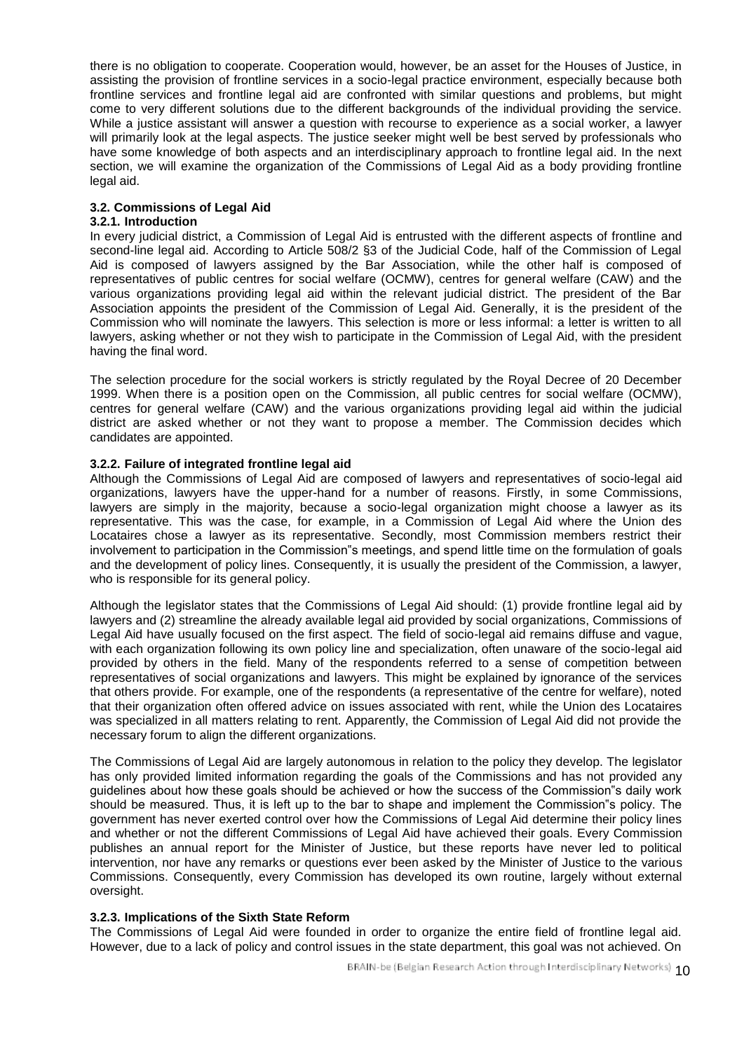there is no obligation to cooperate. Cooperation would, however, be an asset for the Houses of Justice, in assisting the provision of frontline services in a socio-legal practice environment, especially because both frontline services and frontline legal aid are confronted with similar questions and problems, but might come to very different solutions due to the different backgrounds of the individual providing the service. While a justice assistant will answer a question with recourse to experience as a social worker, a lawyer will primarily look at the legal aspects. The justice seeker might well be best served by professionals who have some knowledge of both aspects and an interdisciplinary approach to frontline legal aid. In the next section, we will examine the organization of the Commissions of Legal Aid as a body providing frontline legal aid.

### 3.2. Commissions of Legal Aid

#### 3.2.1. Introduction

In every judicial district, a Commission of Legal Aid is entrusted with the different aspects of frontline and second-line legal aid. According to Article 508/2 §3 of the Judicial Code, half of the Commission of Legal Aid is composed of lawyers assigned by the Bar Association, while the other half is composed of representatives of public centres for social welfare (OCMW), centres for general welfare (CAW) and the various organizations providing legal aid within the relevant judicial district. The president of the Bar Association appoints the president of the Commission of Legal Aid. Generally, it is the president of the Commission who will nominate the lawyers. This selection is more or less informal: a letter is written to all lawyers, asking whether or not they wish to participate in the Commission of Legal Aid, with the president having the final word.

The selection procedure for the social workers is strictly regulated by the Royal Decree of 20 December 1999. When there is a position open on the Commission, all public centres for social welfare (OCMW), centres for general welfare (CAW) and the various organizations providing legal aid within the judicial district are asked whether or not they want to propose a member. The Commission decides which candidates are appointed.

#### 3.2.2. Failure of integrated frontline legal aid

Although the Commissions of Legal Aid are composed of lawyers and representatives of socio-legal aid organizations, lawyers have the upper-hand for a number of reasons. Firstly, in some Commissions, lawyers are simply in the majority, because a socio-legal organization might choose a lawyer as its representative. This was the case, for example, in a Commission of Legal Aid where the Union des Locataires chose a lawyer as its representative. Secondly, most Commission members restrict their involvement to participation in the Commission"s meetings, and spend little time on the formulation of goals and the development of policy lines. Consequently, it is usually the president of the Commission, a lawyer, who is responsible for its general policy.

Although the legislator states that the Commissions of Legal Aid should: (1) provide frontline legal aid by lawyers and (2) streamline the already available legal aid provided by social organizations, Commissions of Legal Aid have usually focused on the first aspect. The field of socio-legal aid remains diffuse and vague, with each organization following its own policy line and specialization, often unaware of the socio-legal aid provided by others in the field. Many of the respondents referred to a sense of competition between representatives of social organizations and lawyers. This might be explained by ignorance of the services that others provide. For example, one of the respondents (a representative of the centre for welfare), noted that their organization often offered advice on issues associated with rent, while the Union des Locataires was specialized in all matters relating to rent. Apparently, the Commission of Legal Aid did not provide the necessary forum to align the different organizations.

The Commissions of Legal Aid are largely autonomous in relation to the policy they develop. The legislator has only provided limited information regarding the goals of the Commissions and has not provided any guidelines about how these goals should be achieved or how the success of the Commission"s daily work should be measured. Thus, it is left up to the bar to shape and implement the Commission"s policy. The government has never exerted control over how the Commissions of Legal Aid determine their policy lines and whether or not the different Commissions of Legal Aid have achieved their goals. Every Commission publishes an annual report for the Minister of Justice, but these reports have never led to political intervention, nor have any remarks or questions ever been asked by the Minister of Justice to the various Commissions. Consequently, every Commission has developed its own routine, largely without external oversight.

#### 3.2.3. Implications of the Sixth State Reform

The Commissions of Legal Aid were founded in order to organize the entire field of frontline legal aid. However, due to a lack of policy and control issues in the state department, this goal was not achieved. On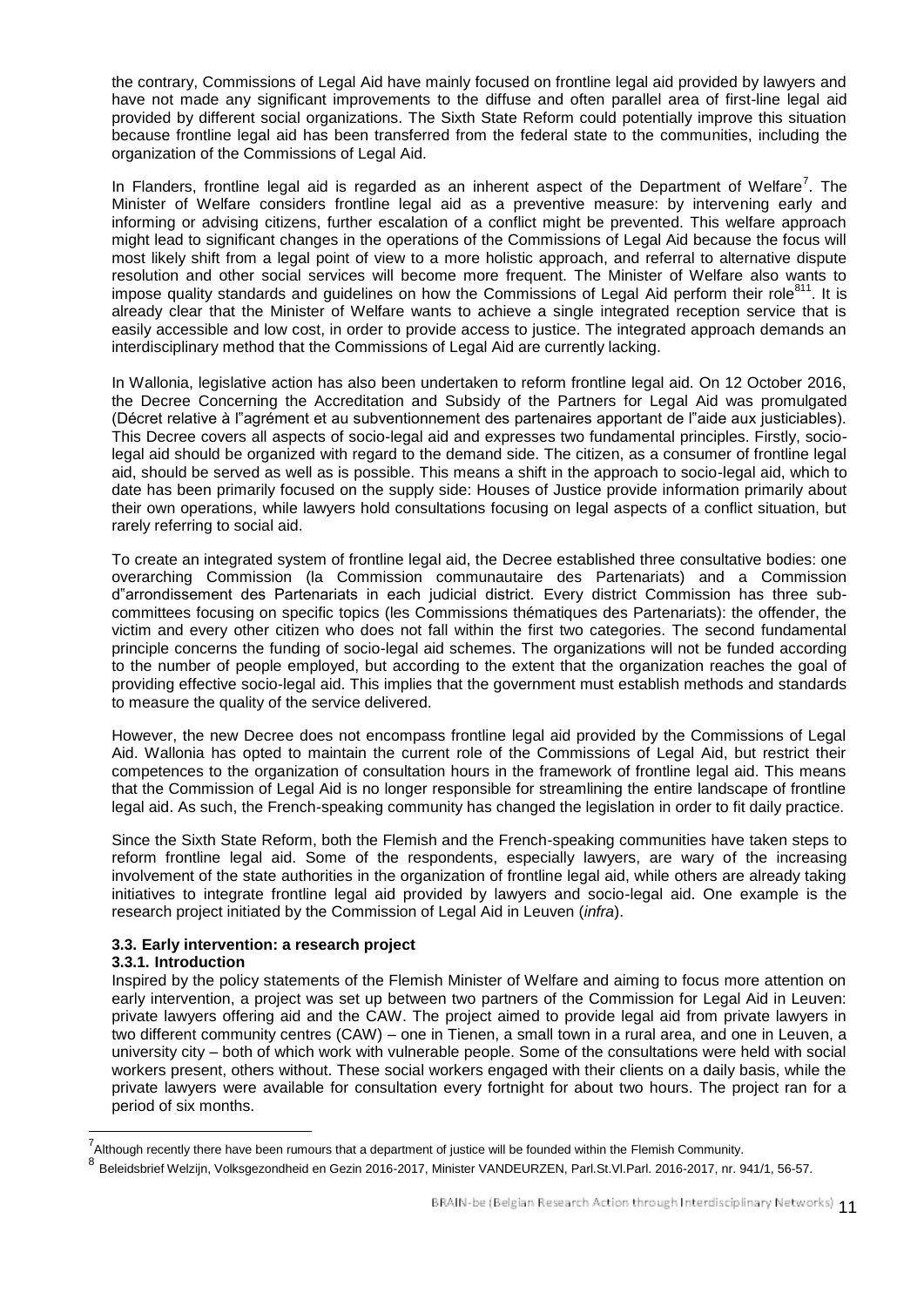the contrary, Commissions of Legal Aid have mainly focused on frontline legal aid provided by lawyers and have not made any significant improvements to the diffuse and often parallel area of first-line legal aid provided by different social organizations. The Sixth State Reform could potentially improve this situation because frontline legal aid has been transferred from the federal state to the communities, including the organization of the Commissions of Legal Aid.

In Flanders, frontline legal aid is regarded as an inherent aspect of the Department of Welfare[7]. The Minister of Welfare considers frontline legal aid as a preventive measure: by intervening early and informing or advising citizens, further escalation of a conflict might be prevented. This welfare approach might lead to significant changes in the operations of the Commissions of Legal Aid because the focus will most likely shift from a legal point of view to a more holistic approach, and referral to alternative dispute resolution and other social services will become more frequent. The Minister of Welfare also wants to impose quality standards and guidelines on how the Commissions of Legal Aid perform their role[811]. It is already clear that the Minister of Welfare wants to achieve a single integrated reception service that is easily accessible and low cost, in order to provide access to justice. The integrated approach demands an interdisciplinary method that the Commissions of Legal Aid are currently lacking.

In Wallonia, legislative action has also been undertaken to reform frontline legal aid. On 12 October 2016, the Decree Concerning the Accreditation and Subsidy of the Partners for Legal Aid was promulgated (Décret relative à l"agrément et au subventionnement des partenaires apportant de l"aide aux justiciables). This Decree covers all aspects of socio-legal aid and expresses two fundamental principles. Firstly, socio-legal aid should be organized with regard to the demand side. The citizen, as a consumer of frontline legal aid, should be served as well as is possible. This means a shift in the approach to socio-legal aid, which to date has been primarily focused on the supply side: Houses of Justice provide information primarily about their own operations, while lawyers hold consultations focusing on legal aspects of a conflict situation, but rarely referring to social aid.

To create an integrated system of frontline legal aid, the Decree established three consultative bodies: one overarching Commission (la Commission communautaire des Partenariats) and a Commission d"arrondissement des Partenariats in each judicial district. Every district Commission has three sub-committees focusing on specific topics (les Commissions thématiques des Partenariats): the offender, the victim and every other citizen who does not fall within the first two categories. The second fundamental principle concerns the funding of socio-legal aid schemes. The organizations will not be funded according to the number of people employed, but according to the extent that the organization reaches the goal of providing effective socio-legal aid. This implies that the government must establish methods and standards to measure the quality of the service delivered.

However, the new Decree does not encompass frontline legal aid provided by the Commissions of Legal Aid. Wallonia has opted to maintain the current role of the Commissions of Legal Aid, but restrict their competences to the organization of consultation hours in the framework of frontline legal aid. This means that the Commission of Legal Aid is no longer responsible for streamlining the entire landscape of frontline legal aid. As such, the French-speaking community has changed the legislation in order to fit daily practice.

Since the Sixth State Reform, both the Flemish and the French-speaking communities have taken steps to reform frontline legal aid. Some of the respondents, especially lawyers, are wary of the increasing involvement of the state authorities in the organization of frontline legal aid, while others are already taking initiatives to integrate frontline legal aid provided by lawyers and socio-legal aid. One example is the research project initiated by the Commission of Legal Aid in Leuven (*infra*).

### 3.3. Early intervention: a research project

#### 3.3.1. Introduction

Inspired by the policy statements of the Flemish Minister of Welfare and aiming to focus more attention on early intervention, a project was set up between two partners of the Commission for Legal Aid in Leuven: private lawyers offering aid and the CAW. The project aimed to provide legal aid from private lawyers in two different community centres (CAW) – one in Tienen, a small town in a rural area, and one in Leuven, a university city – both of which work with vulnerable people. Some of the consultations were held with social workers present, others without. These social workers engaged with their clients on a daily basis, while the private lawyers were available for consultation every fortnight for about two hours. The project ran for a period of six months.

---

[7] Although recently there have been rumours that a department of justice will be founded within the Flemish Community.

[8] Beleidsbrief Welzijn, Volksgezondheid en Gezin 2016-2017, Minister VANDEURZEN, Parl.St.Vl.Parl. 2016-2017, nr. 941/1, 56-57.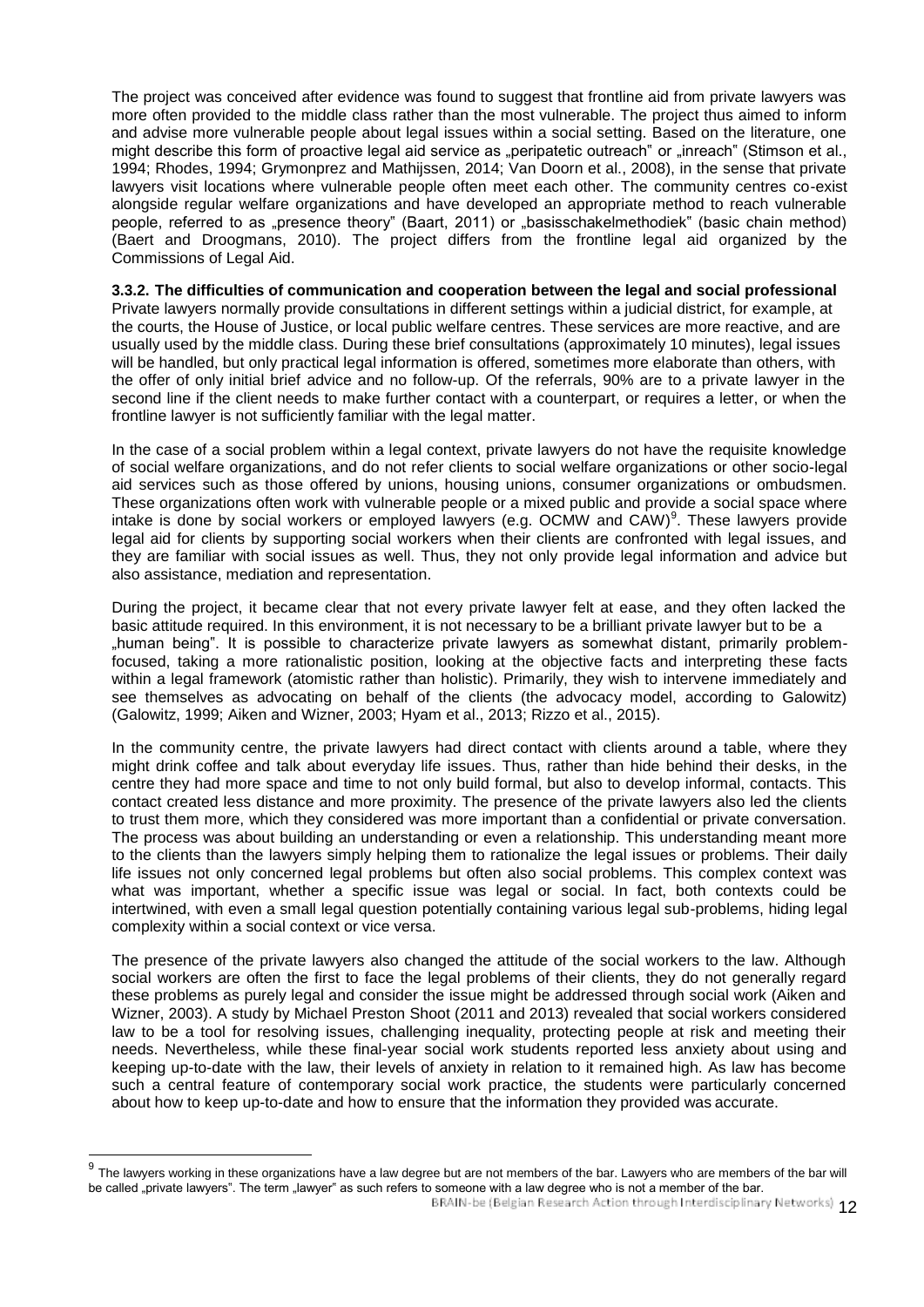The project was conceived after evidence was found to suggest that frontline aid from private lawyers was more often provided to the middle class rather than the most vulnerable. The project thus aimed to inform and advise more vulnerable people about legal issues within a social setting. Based on the literature, one might describe this form of proactive legal aid service as „peripatetic outreach" or „inreach" (Stimson et al., 1994; Rhodes, 1994; Grymonprez and Mathijssen, 2014; Van Doorn et al., 2008), in the sense that private lawyers visit locations where vulnerable people often meet each other. The community centres co-exist alongside regular welfare organizations and have developed an appropriate method to reach vulnerable people, referred to as „presence theory" (Baart, 2011) or „basisschakelmethodiek" (basic chain method) (Baert and Droogmans, 2010). The project differs from the frontline legal aid organized by the Commissions of Legal Aid.

### 3.3.2. The difficulties of communication and cooperation between the legal and social professional

Private lawyers normally provide consultations in different settings within a judicial district, for example, at the courts, the House of Justice, or local public welfare centres. These services are more reactive, and are usually used by the middle class. During these brief consultations (approximately 10 minutes), legal issues will be handled, but only practical legal information is offered, sometimes more elaborate than others, with the offer of only initial brief advice and no follow-up. Of the referrals, 90% are to a private lawyer in the second line if the client needs to make further contact with a counterpart, or requires a letter, or when the frontline lawyer is not sufficiently familiar with the legal matter.

In the case of a social problem within a legal context, private lawyers do not have the requisite knowledge of social welfare organizations, and do not refer clients to social welfare organizations or other socio-legal aid services such as those offered by unions, housing unions, consumer organizations or ombudsmen. These organizations often work with vulnerable people or a mixed public and provide a social space where intake is done by social workers or employed lawyers (e.g. OCMW and CAW)[9]. These lawyers provide legal aid for clients by supporting social workers when their clients are confronted with legal issues, and they are familiar with social issues as well. Thus, they not only provide legal information and advice but also assistance, mediation and representation.

During the project, it became clear that not every private lawyer felt at ease, and they often lacked the basic attitude required. In this environment, it is not necessary to be a brilliant private lawyer but to be a „human being". It is possible to characterize private lawyers as somewhat distant, primarily problem-focused, taking a more rationalistic position, looking at the objective facts and interpreting these facts within a legal framework (atomistic rather than holistic). Primarily, they wish to intervene immediately and see themselves as advocating on behalf of the clients (the advocacy model, according to Galowitz) (Galowitz, 1999; Aiken and Wizner, 2003; Hyam et al., 2013; Rizzo et al., 2015).

In the community centre, the private lawyers had direct contact with clients around a table, where they might drink coffee and talk about everyday life issues. Thus, rather than hide behind their desks, in the centre they had more space and time to not only build formal, but also to develop informal, contacts. This contact created less distance and more proximity. The presence of the private lawyers also led the clients to trust them more, which they considered was more important than a confidential or private conversation. The process was about building an understanding or even a relationship. This understanding meant more to the clients than the lawyers simply helping them to rationalize the legal issues or problems. Their daily life issues not only concerned legal problems but often also social problems. This complex context was what was important, whether a specific issue was legal or social. In fact, both contexts could be intertwined, with even a small legal question potentially containing various legal sub-problems, hiding legal complexity within a social context or vice versa.

The presence of the private lawyers also changed the attitude of the social workers to the law. Although social workers are often the first to face the legal problems of their clients, they do not generally regard these problems as purely legal and consider the issue might be addressed through social work (Aiken and Wizner, 2003). A study by Michael Preston Shoot (2011 and 2013) revealed that social workers considered law to be a tool for resolving issues, challenging inequality, protecting people at risk and meeting their needs. Nevertheless, while these final-year social work students reported less anxiety about using and keeping up-to-date with the law, their levels of anxiety in relation to it remained high. As law has become such a central feature of contemporary social work practice, the students were particularly concerned about how to keep up-to-date and how to ensure that the information they provided was accurate.

[9] The lawyers working in these organizations have a law degree but are not members of the bar. Lawyers who are members of the bar will be called „private lawyers". The term „lawyer" as such refers to someone with a law degree who is not a member of the bar.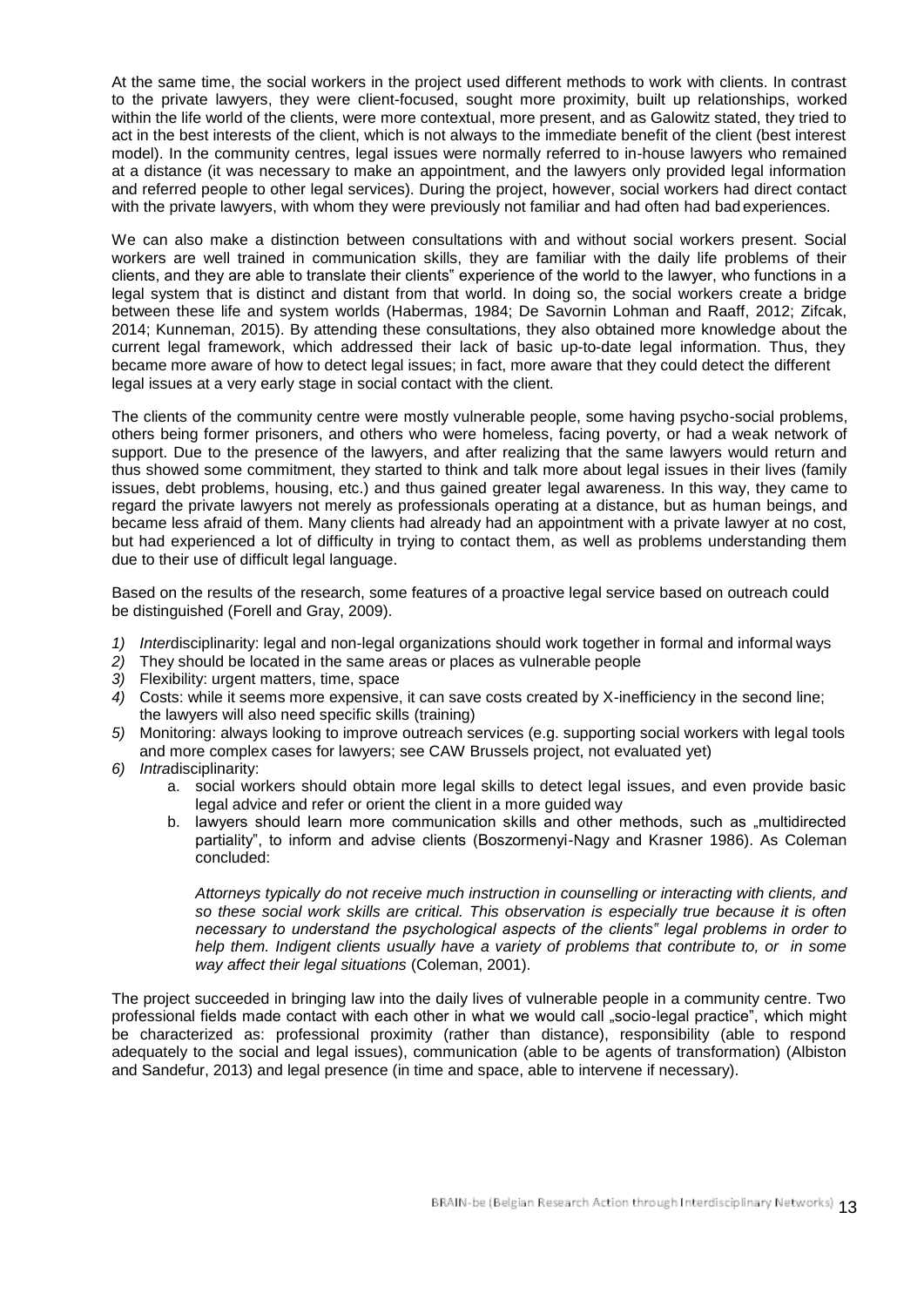At the same time, the social workers in the project used different methods to work with clients. In contrast to the private lawyers, they were client-focused, sought more proximity, built up relationships, worked within the life world of the clients, were more contextual, more present, and as Galowitz stated, they tried to act in the best interests of the client, which is not always to the immediate benefit of the client (best interest model). In the community centres, legal issues were normally referred to in-house lawyers who remained at a distance (it was necessary to make an appointment, and the lawyers only provided legal information and referred people to other legal services). During the project, however, social workers had direct contact with the private lawyers, with whom they were previously not familiar and had often had bad experiences.

We can also make a distinction between consultations with and without social workers present. Social workers are well trained in communication skills, they are familiar with the daily life problems of their clients, and they are able to translate their clients" experience of the world to the lawyer, who functions in a legal system that is distinct and distant from that world. In doing so, the social workers create a bridge between these life and system worlds (Habermas, 1984; De Savornin Lohman and Raaff, 2012; Zifcak, 2014; Kunneman, 2015). By attending these consultations, they also obtained more knowledge about the current legal framework, which addressed their lack of basic up-to-date legal information. Thus, they became more aware of how to detect legal issues; in fact, more aware that they could detect the different legal issues at a very early stage in social contact with the client.

The clients of the community centre were mostly vulnerable people, some having psycho-social problems, others being former prisoners, and others who were homeless, facing poverty, or had a weak network of support. Due to the presence of the lawyers, and after realizing that the same lawyers would return and thus showed some commitment, they started to think and talk more about legal issues in their lives (family issues, debt problems, housing, etc.) and thus gained greater legal awareness. In this way, they came to regard the private lawyers not merely as professionals operating at a distance, but as human beings, and became less afraid of them. Many clients had already had an appointment with a private lawyer at no cost, but had experienced a lot of difficulty in trying to contact them, as well as problems understanding them due to their use of difficult legal language.

Based on the results of the research, some features of a proactive legal service based on outreach could be distinguished (Forell and Gray, 2009).

1) *Inter*disciplinarity: legal and non-legal organizations should work together in formal and informal ways
2) They should be located in the same areas or places as vulnerable people
3) Flexibility: urgent matters, time, space
4) Costs: while it seems more expensive, it can save costs created by X-inefficiency in the second line; the lawyers will also need specific skills (training)
5) Monitoring: always looking to improve outreach services (e.g. supporting social workers with legal tools and more complex cases for lawyers; see CAW Brussels project, not evaluated yet)
6) *Intra*disciplinarity:
    a. social workers should obtain more legal skills to detect legal issues, and even provide basic legal advice and refer or orient the client in a more guided way
    b. lawyers should learn more communication skills and other methods, such as „multidirected partiality", to inform and advise clients (Boszormenyi-Nagy and Krasner 1986). As Coleman concluded:

    *Attorneys typically do not receive much instruction in counselling or interacting with clients, and so these social work skills are critical. This observation is especially true because it is often necessary to understand the psychological aspects of the clients" legal problems in order to help them. Indigent clients usually have a variety of problems that contribute to, or in some way affect their legal situations* (Coleman, 2001).

The project succeeded in bringing law into the daily lives of vulnerable people in a community centre. Two professional fields made contact with each other in what we would call „socio-legal practice", which might be characterized as: professional proximity (rather than distance), responsibility (able to respond adequately to the social and legal issues), communication (able to be agents of transformation) (Albiston and Sandefur, 2013) and legal presence (in time and space, able to intervene if necessary).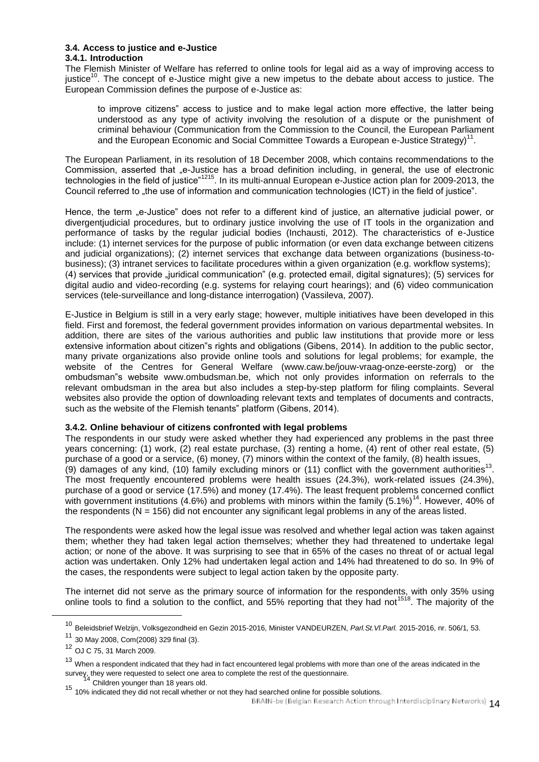### 3.4. Access to justice and e-Justice

#### 3.4.1. Introduction

The Flemish Minister of Welfare has referred to online tools for legal aid as a way of improving access to justice[10]. The concept of e-Justice might give a new impetus to the debate about access to justice. The European Commission defines the purpose of e-Justice as:

> to improve citizens" access to justice and to make legal action more effective, the latter being understood as any type of activity involving the resolution of a dispute or the punishment of criminal behaviour (Communication from the Commission to the Council, the European Parliament and the European Economic and Social Committee Towards a European e-Justice Strategy)[11].

The European Parliament, in its resolution of 18 December 2008, which contains recommendations to the Commission, asserted that „e-Justice has a broad definition including, in general, the use of electronic technologies in the field of justice"[1215]. In its multi-annual European e-Justice action plan for 2009-2013, the Council referred to „the use of information and communication technologies (ICT) in the field of justice".

Hence, the term „e-Justice" does not refer to a different kind of justice, an alternative judicial power, or divergentjudicial procedures, but to ordinary justice involving the use of IT tools in the organization and performance of tasks by the regular judicial bodies (Inchausti, 2012). The characteristics of e-Justice include: (1) internet services for the purpose of public information (or even data exchange between citizens and judicial organizations); (2) internet services that exchange data between organizations (business-to-business); (3) intranet services to facilitate procedures within a given organization (e.g. workflow systems); (4) services that provide „juridical communication" (e.g. protected email, digital signatures); (5) services for digital audio and video-recording (e.g. systems for relaying court hearings); and (6) video communication services (tele-surveillance and long-distance interrogation) (Vassileva, 2007).

E-Justice in Belgium is still in a very early stage; however, multiple initiatives have been developed in this field. First and foremost, the federal government provides information on various departmental websites. In addition, there are sites of the various authorities and public law institutions that provide more or less extensive information about citizen"s rights and obligations (Gibens, 2014). In addition to the public sector, many private organizations also provide online tools and solutions for legal problems; for example, the website of the Centres for General Welfare (www.caw.be/jouw-vraag-onze-eerste-zorg) or the ombudsman"s website www.ombudsman.be, which not only provides information on referrals to the relevant ombudsman in the area but also includes a step-by-step platform for filing complaints. Several websites also provide the option of downloading relevant texts and templates of documents and contracts, such as the website of the Flemish tenants" platform (Gibens, 2014).

#### 3.4.2. Online behaviour of citizens confronted with legal problems

The respondents in our study were asked whether they had experienced any problems in the past three years concerning: (1) work, (2) real estate purchase, (3) renting a home, (4) rent of other real estate, (5) purchase of a good or a service, (6) money, (7) minors within the context of the family, (8) health issues, (9) damages of any kind, (10) family excluding minors or (11) conflict with the government authorities[13]. The most frequently encountered problems were health issues (24.3%), work-related issues (24.3%), purchase of a good or service (17.5%) and money (17.4%). The least frequent problems concerned conflict with government institutions (4.6%) and problems with minors within the family (5.1%)[14]. However, 40% of the respondents (N = 156) did not encounter any significant legal problems in any of the areas listed.

The respondents were asked how the legal issue was resolved and whether legal action was taken against them; whether they had taken legal action themselves; whether they had threatened to undertake legal action; or none of the above. It was surprising to see that in 65% of the cases no threat of or actual legal action was undertaken. Only 12% had undertaken legal action and 14% had threatened to do so. In 9% of the cases, the respondents were subject to legal action taken by the opposite party.

The internet did not serve as the primary source of information for the respondents, with only 35% using online tools to find a solution to the conflict, and 55% reporting that they had not[1518]. The majority of the

---

[10] Beleidsbrief Welzijn, Volksgezondheid en Gezin 2015-2016, Minister VANDEURZEN, *Parl.St.Vl.Parl.* 2015-2016, nr. 506/1, 53.

[11] 30 May 2008, Com(2008) 329 final (3).

[12] OJ C 75, 31 March 2009.

[13] When a respondent indicated that they had in fact encountered legal problems with more than one of the areas indicated in the survey, they were requested to select one area to complete the rest of the questionnaire.

[14] Children younger than 18 years old.

[15] 10% indicated they did not recall whether or not they had searched online for possible solutions.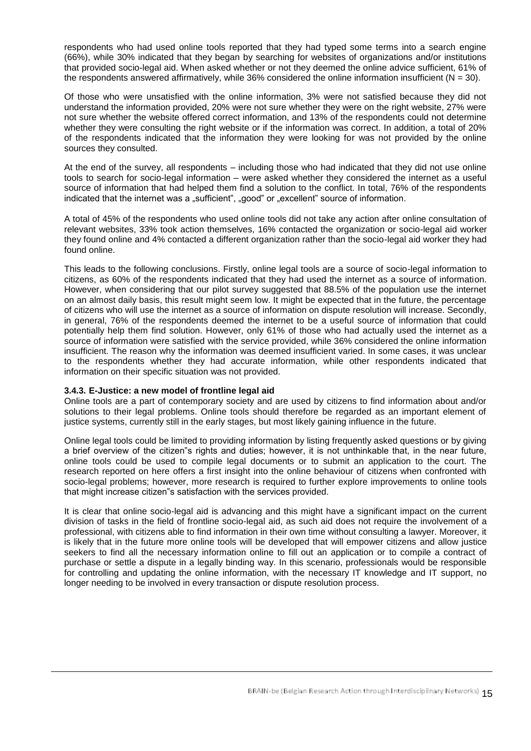respondents who had used online tools reported that they had typed some terms into a search engine (66%), while 30% indicated that they began by searching for websites of organizations and/or institutions that provided socio-legal aid. When asked whether or not they deemed the online advice sufficient, 61% of the respondents answered affirmatively, while 36% considered the online information insufficient (N = 30).

Of those who were unsatisfied with the online information, 3% were not satisfied because they did not understand the information provided, 20% were not sure whether they were on the right website, 27% were not sure whether the website offered correct information, and 13% of the respondents could not determine whether they were consulting the right website or if the information was correct. In addition, a total of 20% of the respondents indicated that the information they were looking for was not provided by the online sources they consulted.

At the end of the survey, all respondents – including those who had indicated that they did not use online tools to search for socio-legal information – were asked whether they considered the internet as a useful source of information that had helped them find a solution to the conflict. In total, 76% of the respondents indicated that the internet was a „sufficient", „good" or „excellent" source of information.

A total of 45% of the respondents who used online tools did not take any action after online consultation of relevant websites, 33% took action themselves, 16% contacted the organization or socio-legal aid worker they found online and 4% contacted a different organization rather than the socio-legal aid worker they had found online.

This leads to the following conclusions. Firstly, online legal tools are a source of socio-legal information to citizens, as 60% of the respondents indicated that they had used the internet as a source of information. However, when considering that our pilot survey suggested that 88.5% of the population use the internet on an almost daily basis, this result might seem low. It might be expected that in the future, the percentage of citizens who will use the internet as a source of information on dispute resolution will increase. Secondly, in general, 76% of the respondents deemed the internet to be a useful source of information that could potentially help them find solution. However, only 61% of those who had actually used the internet as a source of information were satisfied with the service provided, while 36% considered the online information insufficient. The reason why the information was deemed insufficient varied. In some cases, it was unclear to the respondents whether they had accurate information, while other respondents indicated that information on their specific situation was not provided.

### 3.4.3. E-Justice: a new model of frontline legal aid

Online tools are a part of contemporary society and are used by citizens to find information about and/or solutions to their legal problems. Online tools should therefore be regarded as an important element of justice systems, currently still in the early stages, but most likely gaining influence in the future.

Online legal tools could be limited to providing information by listing frequently asked questions or by giving a brief overview of the citizen"s rights and duties; however, it is not unthinkable that, in the near future, online tools could be used to compile legal documents or to submit an application to the court. The research reported on here offers a first insight into the online behaviour of citizens when confronted with socio-legal problems; however, more research is required to further explore improvements to online tools that might increase citizen"s satisfaction with the services provided.

It is clear that online socio-legal aid is advancing and this might have a significant impact on the current division of tasks in the field of frontline socio-legal aid, as such aid does not require the involvement of a professional, with citizens able to find information in their own time without consulting a lawyer. Moreover, it is likely that in the future more online tools will be developed that will empower citizens and allow justice seekers to find all the necessary information online to fill out an application or to compile a contract of purchase or settle a dispute in a legally binding way. In this scenario, professionals would be responsible for controlling and updating the online information, with the necessary IT knowledge and IT support, no longer needing to be involved in every transaction or dispute resolution process.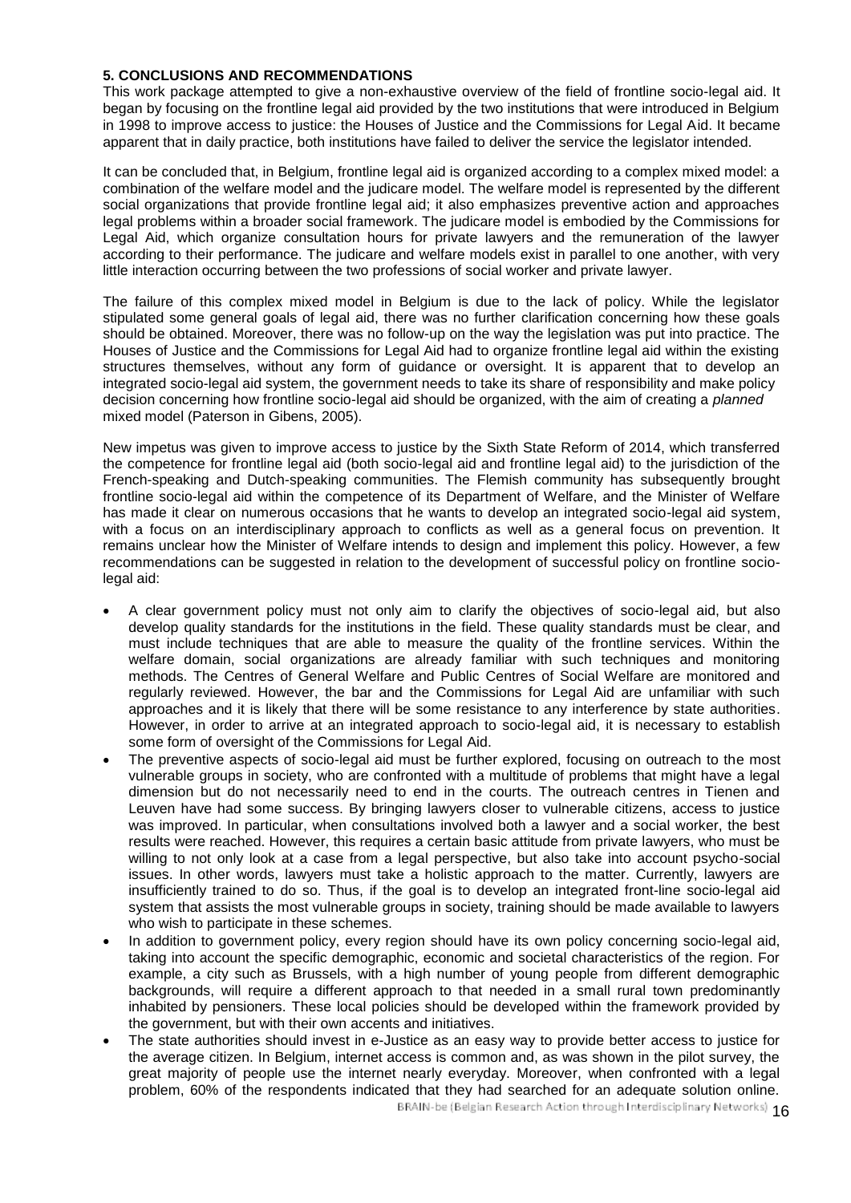## 5. CONCLUSIONS AND RECOMMENDATIONS

This work package attempted to give a non-exhaustive overview of the field of frontline socio-legal aid. It began by focusing on the frontline legal aid provided by the two institutions that were introduced in Belgium in 1998 to improve access to justice: the Houses of Justice and the Commissions for Legal Aid. It became apparent that in daily practice, both institutions have failed to deliver the service the legislator intended.

It can be concluded that, in Belgium, frontline legal aid is organized according to a complex mixed model: a combination of the welfare model and the judicare model. The welfare model is represented by the different social organizations that provide frontline legal aid; it also emphasizes preventive action and approaches legal problems within a broader social framework. The judicare model is embodied by the Commissions for Legal Aid, which organize consultation hours for private lawyers and the remuneration of the lawyer according to their performance. The judicare and welfare models exist in parallel to one another, with very little interaction occurring between the two professions of social worker and private lawyer.

The failure of this complex mixed model in Belgium is due to the lack of policy. While the legislator stipulated some general goals of legal aid, there was no further clarification concerning how these goals should be obtained. Moreover, there was no follow-up on the way the legislation was put into practice. The Houses of Justice and the Commissions for Legal Aid had to organize frontline legal aid within the existing structures themselves, without any form of guidance or oversight. It is apparent that to develop an integrated socio-legal aid system, the government needs to take its share of responsibility and make policy decision concerning how frontline socio-legal aid should be organized, with the aim of creating a *planned* mixed model (Paterson in Gibens, 2005).

New impetus was given to improve access to justice by the Sixth State Reform of 2014, which transferred the competence for frontline legal aid (both socio-legal aid and frontline legal aid) to the jurisdiction of the French-speaking and Dutch-speaking communities. The Flemish community has subsequently brought frontline socio-legal aid within the competence of its Department of Welfare, and the Minister of Welfare has made it clear on numerous occasions that he wants to develop an integrated socio-legal aid system, with a focus on an interdisciplinary approach to conflicts as well as a general focus on prevention. It remains unclear how the Minister of Welfare intends to design and implement this policy. However, a few recommendations can be suggested in relation to the development of successful policy on frontline socio-legal aid:

- A clear government policy must not only aim to clarify the objectives of socio-legal aid, but also develop quality standards for the institutions in the field. These quality standards must be clear, and must include techniques that are able to measure the quality of the frontline services. Within the welfare domain, social organizations are already familiar with such techniques and monitoring methods. The Centres of General Welfare and Public Centres of Social Welfare are monitored and regularly reviewed. However, the bar and the Commissions for Legal Aid are unfamiliar with such approaches and it is likely that there will be some resistance to any interference by state authorities. However, in order to arrive at an integrated approach to socio-legal aid, it is necessary to establish some form of oversight of the Commissions for Legal Aid.
- The preventive aspects of socio-legal aid must be further explored, focusing on outreach to the most vulnerable groups in society, who are confronted with a multitude of problems that might have a legal dimension but do not necessarily need to end in the courts. The outreach centres in Tienen and Leuven have had some success. By bringing lawyers closer to vulnerable citizens, access to justice was improved. In particular, when consultations involved both a lawyer and a social worker, the best results were reached. However, this requires a certain basic attitude from private lawyers, who must be willing to not only look at a case from a legal perspective, but also take into account psycho-social issues. In other words, lawyers must take a holistic approach to the matter. Currently, lawyers are insufficiently trained to do so. Thus, if the goal is to develop an integrated front-line socio-legal aid system that assists the most vulnerable groups in society, training should be made available to lawyers who wish to participate in these schemes.
- In addition to government policy, every region should have its own policy concerning socio-legal aid, taking into account the specific demographic, economic and societal characteristics of the region. For example, a city such as Brussels, with a high number of young people from different demographic backgrounds, will require a different approach to that needed in a small rural town predominantly inhabited by pensioners. These local policies should be developed within the framework provided by the government, but with their own accents and initiatives.
- The state authorities should invest in e-Justice as an easy way to provide better access to justice for the average citizen. In Belgium, internet access is common and, as was shown in the pilot survey, the great majority of people use the internet nearly everyday. Moreover, when confronted with a legal problem, 60% of the respondents indicated that they had searched for an adequate solution online.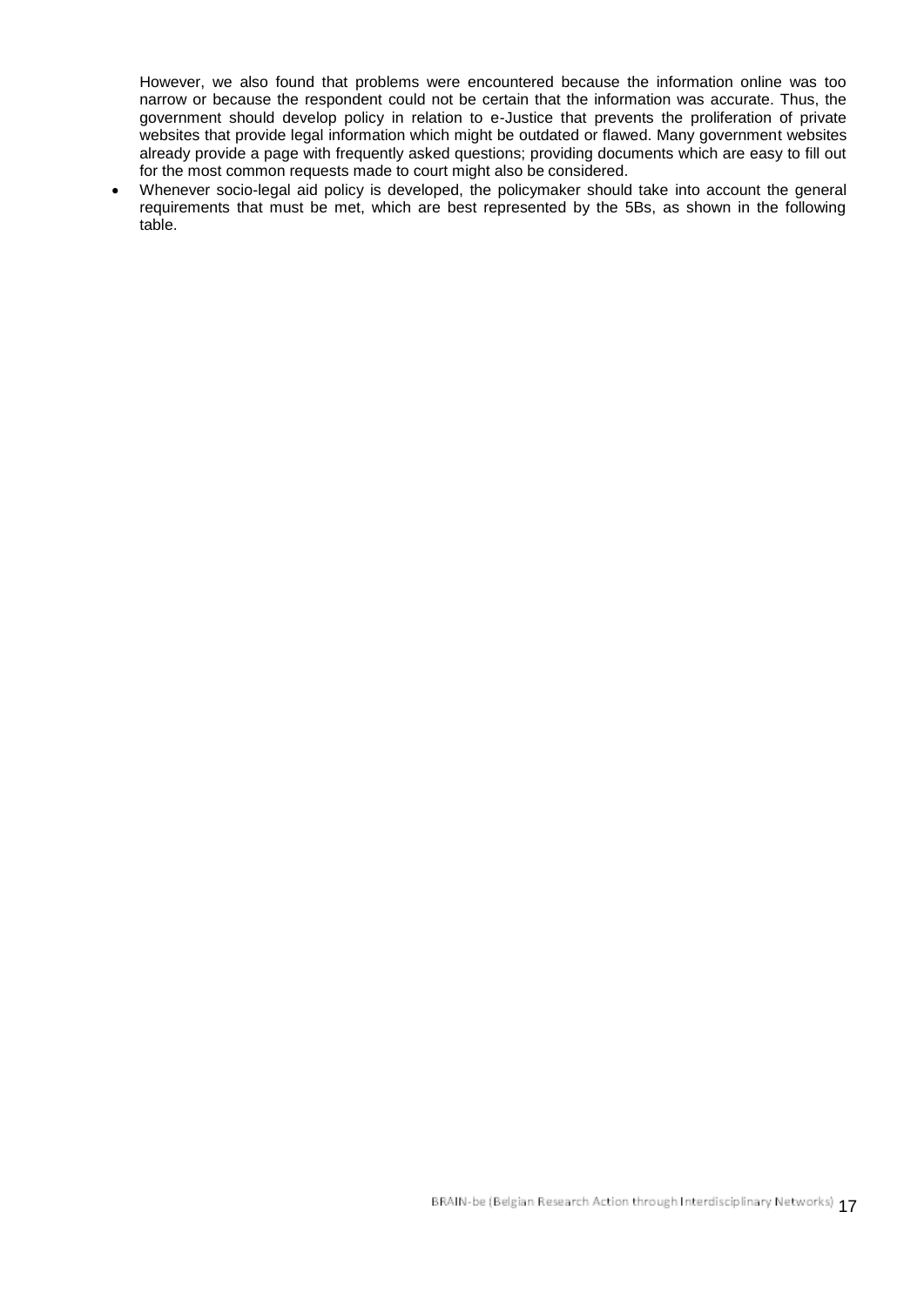However, we also found that problems were encountered because the information online was too narrow or because the respondent could not be certain that the information was accurate. Thus, the government should develop policy in relation to e-Justice that prevents the proliferation of private websites that provide legal information which might be outdated or flawed. Many government websites already provide a page with frequently asked questions; providing documents which are easy to fill out for the most common requests made to court might also be considered.

- Whenever socio-legal aid policy is developed, the policymaker should take into account the general requirements that must be met, which are best represented by the 5Bs, as shown in the following table.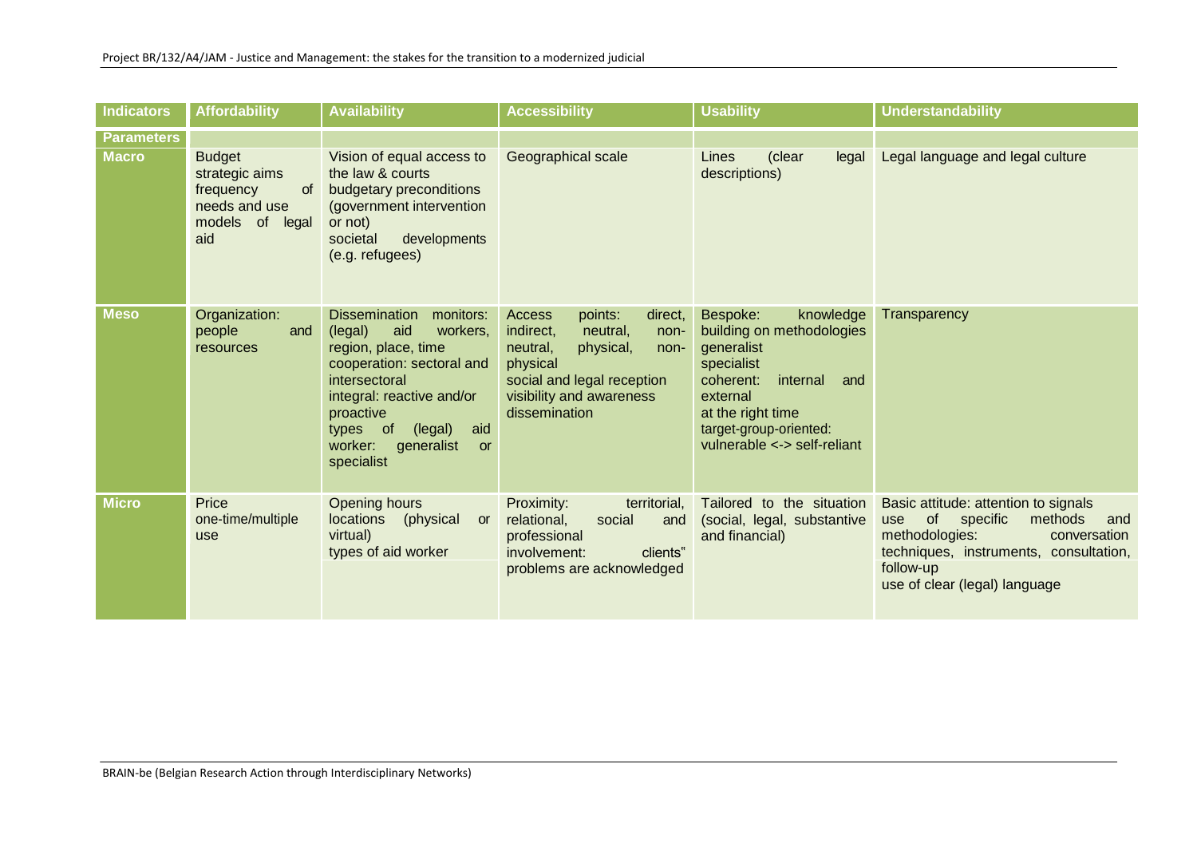| Indicators | Affordability | Availability | Accessibility | Usability | Understandability |
|---|---|---|---|---|---|
| **Parameters** | | | | | |
| **Macro** | Budget<br>strategic aims<br>frequency of needs and use<br>models of legal aid | Vision of equal access to the law & courts<br>budgetary preconditions (government intervention or not)<br>societal developments (e.g. refugees) | Geographical scale | Lines (clear legal descriptions) | Legal language and legal culture |
| **Meso** | Organization: people and resources | Dissemination monitors: (legal) aid workers, region, place, time<br>cooperation: sectoral and intersectoral<br>integral: reactive and/or proactive<br>types of (legal) aid worker: generalist or specialist | Access points: direct, indirect, neutral, non-neutral, physical, non-physical<br>social and legal reception<br>visibility and awareness<br>dissemination | Bespoke: knowledge building on methodologies<br>generalist<br>specialist<br>coherent: internal and external<br>at the right time<br>target-group-oriented: vulnerable <-> self-reliant | Transparency |
| **Micro** | Price<br>one-time/multiple use | Opening hours<br>locations (physical or virtual)<br>types of aid worker | Proximity: territorial, relational, social and professional<br>involvement: clients" problems are acknowledged | Tailored to the situation (social, legal, substantive and financial) | Basic attitude: attention to signals<br>use of specific methods and methodologies: conversation techniques, instruments, consultation, follow-up<br>use of clear (legal) language |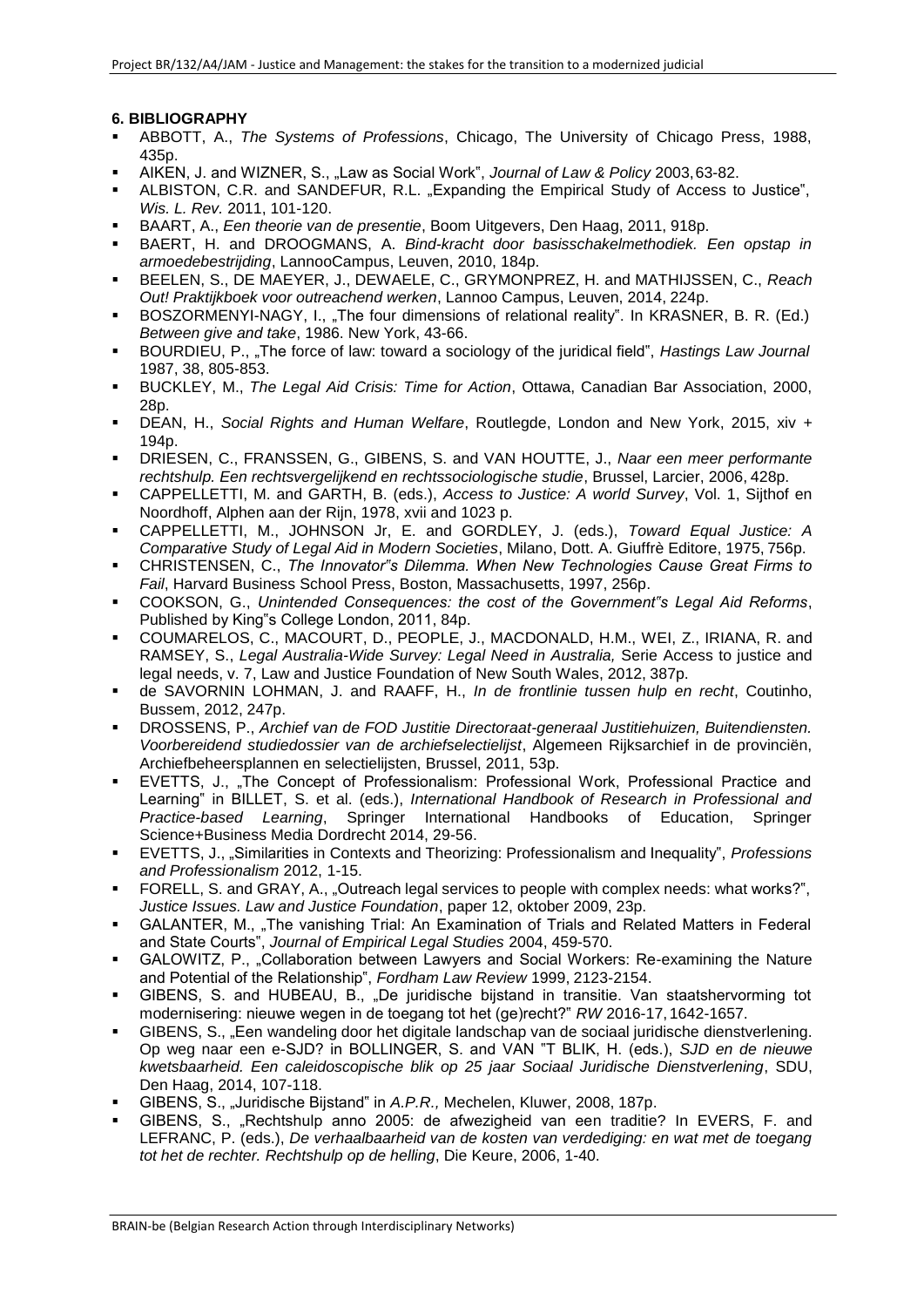## 6. BIBLIOGRAPHY

- ABBOTT, A., *The Systems of Professions*, Chicago, The University of Chicago Press, 1988, 435p.
- AIKEN, J. and WIZNER, S., „Law as Social Work", *Journal of Law & Policy* 2003, 63-82.
- ALBISTON, C.R. and SANDEFUR, R.L. „Expanding the Empirical Study of Access to Justice", *Wis. L. Rev.* 2011, 101-120.
- BAART, A., *Een theorie van de presentie*, Boom Uitgevers, Den Haag, 2011, 918p.
- BAERT, H. and DROOGMANS, A. *Bind-kracht door basisschakelmethodiek. Een opstap in armoedebestrijding*, LannooCampus, Leuven, 2010, 184p.
- BEELEN, S., DE MAEYER, J., DEWAELE, C., GRYMONPREZ, H. and MATHIJSSEN, C., *Reach Out! Praktijkboek voor outreachend werken*, Lannoo Campus, Leuven, 2014, 224p.
- BOSZORMENYI-NAGY, I., „The four dimensions of relational reality". In KRASNER, B. R. (Ed.) *Between give and take*, 1986. New York, 43-66.
- BOURDIEU, P., „The force of law: toward a sociology of the juridical field", *Hastings Law Journal* 1987, 38, 805-853.
- BUCKLEY, M., *The Legal Aid Crisis: Time for Action*, Ottawa, Canadian Bar Association, 2000, 28p.
- DEAN, H., *Social Rights and Human Welfare*, Routlegde, London and New York, 2015, xiv + 194p.
- DRIESEN, C., FRANSSEN, G., GIBENS, S. and VAN HOUTTE, J., *Naar een meer performante rechtshulp. Een rechtsvergelijkend en rechtssociologische studie*, Brussel, Larcier, 2006, 428p.
- CAPPELLETTI, M. and GARTH, B. (eds.), *Access to Justice: A world Survey*, Vol. 1, Sijthof en Noordhoff, Alphen aan der Rijn, 1978, xvii and 1023 p.
- CAPPELLETTI, M., JOHNSON Jr, E. and GORDLEY, J. (eds.), *Toward Equal Justice: A Comparative Study of Legal Aid in Modern Societies*, Milano, Dott. A. Giuffrè Editore, 1975, 756p.
- CHRISTENSEN, C., *The Innovator"s Dilemma. When New Technologies Cause Great Firms to Fail*, Harvard Business School Press, Boston, Massachusetts, 1997, 256p.
- COOKSON, G., *Unintended Consequences: the cost of the Government"s Legal Aid Reforms*, Published by King"s College London, 2011, 84p.
- COUMARELOS, C., MACOURT, D., PEOPLE, J., MACDONALD, H.M., WEI, Z., IRIANA, R. and RAMSEY, S., *Legal Australia-Wide Survey: Legal Need in Australia,* Serie Access to justice and legal needs, v. 7, Law and Justice Foundation of New South Wales, 2012, 387p.
- de SAVORNIN LOHMAN, J. and RAAFF, H., *In de frontlinie tussen hulp en recht*, Coutinho, Bussem, 2012, 247p.
- DROSSENS, P., *Archief van de FOD Justitie Directoraat-generaal Justitiehuizen, Buitendiensten. Voorbereidend studiedossier van de archiefselectielijst*, Algemeen Rijksarchief in de provinciën, Archiefbeheersplannen en selectielijsten, Brussel, 2011, 53p.
- EVETTS, J., „The Concept of Professionalism: Professional Work, Professional Practice and Learning" in BILLET, S. et al. (eds.), *International Handbook of Research in Professional and Practice-based Learning*, Springer International Handbooks of Education, Springer Science+Business Media Dordrecht 2014, 29-56.
- EVETTS, J., „Similarities in Contexts and Theorizing: Professionalism and Inequality", *Professions and Professionalism* 2012, 1-15.
- FORELL, S. and GRAY, A., „Outreach legal services to people with complex needs: what works?", *Justice Issues. Law and Justice Foundation*, paper 12, oktober 2009, 23p.
- GALANTER, M., „The vanishing Trial: An Examination of Trials and Related Matters in Federal and State Courts", *Journal of Empirical Legal Studies* 2004, 459-570.
- GALOWITZ, P., „Collaboration between Lawyers and Social Workers: Re-examining the Nature and Potential of the Relationship", *Fordham Law Review* 1999, 2123-2154.
- GIBENS, S. and HUBEAU, B., „De juridische bijstand in transitie. Van staatshervorming tot modernisering: nieuwe wegen in de toegang tot het (ge)recht?" *RW* 2016-17, 1642-1657.
- GIBENS, S., „Een wandeling door het digitale landschap van de sociaal juridische dienstverlening. Op weg naar een e-SJD? in BOLLINGER, S. and VAN "T BLIK, H. (eds.), *SJD en de nieuwe kwetsbaarheid. Een caleidoscopische blik op 25 jaar Sociaal Juridische Dienstverlening*, SDU, Den Haag, 2014, 107-118.
- GIBENS, S., „Juridische Bijstand" in *A.P.R.,* Mechelen, Kluwer, 2008, 187p.
- GIBENS, S., „Rechtshulp anno 2005: de afwezigheid van een traditie? In EVERS, F. and LEFRANC, P. (eds.), *De verhaalbaarheid van de kosten van verdediging: en wat met de toegang tot het de rechter. Rechtshulp op de helling*, Die Keure, 2006, 1-40.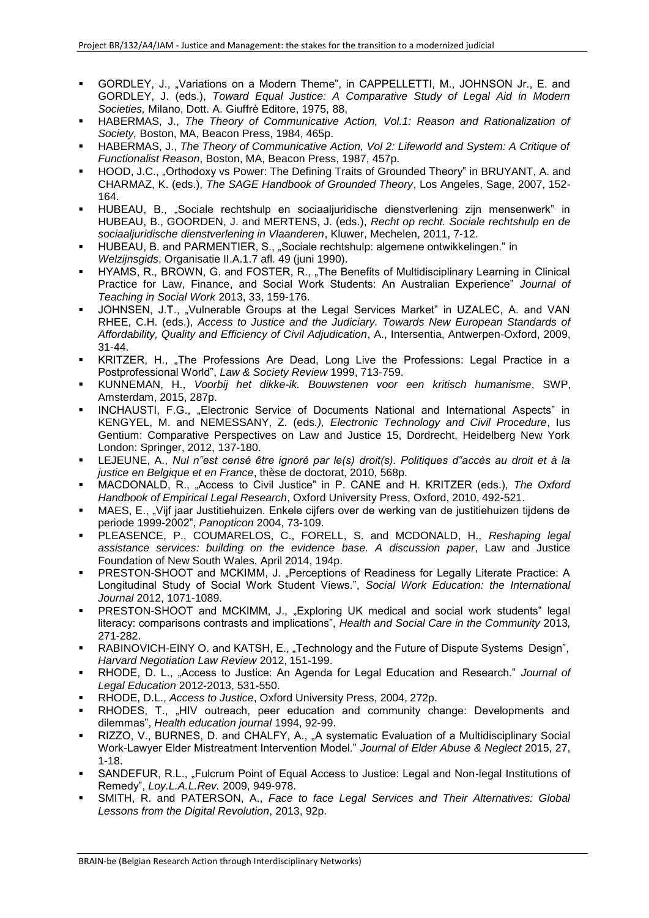- GORDLEY, J., „Variations on a Modern Theme", in CAPPELLETTI, M., JOHNSON Jr., E. and GORDLEY, J. (eds.), *Toward Equal Justice: A Comparative Study of Legal Aid in Modern Societies,* Milano, Dott. A. Giuffrè Editore, 1975, 88,
- HABERMAS, J., *The Theory of Communicative Action, Vol.1: Reason and Rationalization of Society,* Boston, MA, Beacon Press, 1984, 465p.
- HABERMAS, J., *The Theory of Communicative Action, Vol 2: Lifeworld and System: A Critique of Functionalist Reason*, Boston, MA, Beacon Press, 1987, 457p.
- HOOD, J.C., „Orthodoxy vs Power: The Defining Traits of Grounded Theory" in BRUYANT, A. and CHARMAZ, K. (eds.), *The SAGE Handbook of Grounded Theory*, Los Angeles, Sage, 2007, 152-164.
- HUBEAU, B., „Sociale rechtshulp en sociaaljuridische dienstverlening zijn mensenwerk" in HUBEAU, B., GOORDEN, J. and MERTENS, J. (eds.), *Recht op recht. Sociale rechtshulp en de sociaaljuridische dienstverlening in Vlaanderen*, Kluwer, Mechelen, 2011, 7-12.
- HUBEAU, B. and PARMENTIER, S., „Sociale rechtshulp: algemene ontwikkelingen." in *Welzijnsgids*, Organisatie II.A.1.7 afl. 49 (juni 1990).
- HYAMS, R., BROWN, G. and FOSTER, R., „The Benefits of Multidisciplinary Learning in Clinical Practice for Law, Finance, and Social Work Students: An Australian Experience" *Journal of Teaching in Social Work* 2013, 33, 159-176.
- JOHNSEN, J.T., „Vulnerable Groups at the Legal Services Market" in UZALEC, A. and VAN RHEE, C.H. (eds.), *Access to Justice and the Judiciary. Towards New European Standards of Affordability, Quality and Efficiency of Civil Adjudication*, A., Intersentia, Antwerpen-Oxford, 2009, 31-44.
- KRITZER, H., „The Professions Are Dead, Long Live the Professions: Legal Practice in a Postprofessional World", *Law & Society Review* 1999, 713-759.
- KUNNEMAN, H., *Voorbij het dikke-ik. Bouwstenen voor een kritisch humanisme*, SWP, Amsterdam, 2015, 287p.
- INCHAUSTI, F.G., „Electronic Service of Documents National and International Aspects" in KENGYEL, M. and NEMESSANY, Z. (eds*.), Electronic Technology and Civil Procedure*, Ius Gentium: Comparative Perspectives on Law and Justice 15, Dordrecht, Heidelberg New York London: Springer, 2012, 137-180.
- LEJEUNE, A., *Nul n"est censé être ignoré par le(s) droit(s). Politiques d"accès au droit et à la justice en Belgique et en France*, thèse de doctorat, 2010, 568p.
- MACDONALD, R., „Access to Civil Justice" in P. CANE and H. KRITZER (eds.), *The Oxford Handbook of Empirical Legal Research*, Oxford University Press, Oxford, 2010, 492-521.
- MAES, E., „Vijf jaar Justitiehuizen. Enkele cijfers over de werking van de justitiehuizen tijdens de periode 1999-2002", *Panopticon* 2004, 73-109.
- PLEASENCE, P., COUMARELOS, C., FORELL, S. and MCDONALD, H., *Reshaping legal assistance services: building on the evidence base. A discussion paper*, Law and Justice Foundation of New South Wales, April 2014, 194p.
- PRESTON-SHOOT and MCKIMM, J. „Perceptions of Readiness for Legally Literate Practice: A Longitudinal Study of Social Work Student Views.", *Social Work Education: the International Journal* 2012, 1071-1089.
- PRESTON-SHOOT and MCKIMM, J., „Exploring UK medical and social work students" legal literacy: comparisons contrasts and implications", *Health and Social Care in the Community* 2013*,* 271-282.
- RABINOVICH-EINY O. and KATSH, E., „Technology and the Future of Dispute Systems Design", *Harvard Negotiation Law Review* 2012, 151-199.
- RHODE, D. L., „Access to Justice: An Agenda for Legal Education and Research." *Journal of Legal Education* 2012-2013, 531-550.
- RHODE, D.L., *Access to Justice*, Oxford University Press, 2004, 272p.
- RHODES, T., „HIV outreach, peer education and community change: Developments and dilemmas", *Health education journal* 1994, 92-99.
- RIZZO, V., BURNES, D. and CHALFY, A., „A systematic Evaluation of a Multidisciplinary Social Work-Lawyer Elder Mistreatment Intervention Model." *Journal of Elder Abuse & Neglect* 2015, 27, 1-18.
- SANDEFUR, R.L., „Fulcrum Point of Equal Access to Justice: Legal and Non-legal Institutions of Remedy", *Loy.L.A.L.Rev.* 2009, 949-978.
- SMITH, R. and PATERSON, A., *Face to face Legal Services and Their Alternatives: Global Lessons from the Digital Revolution*, 2013, 92p.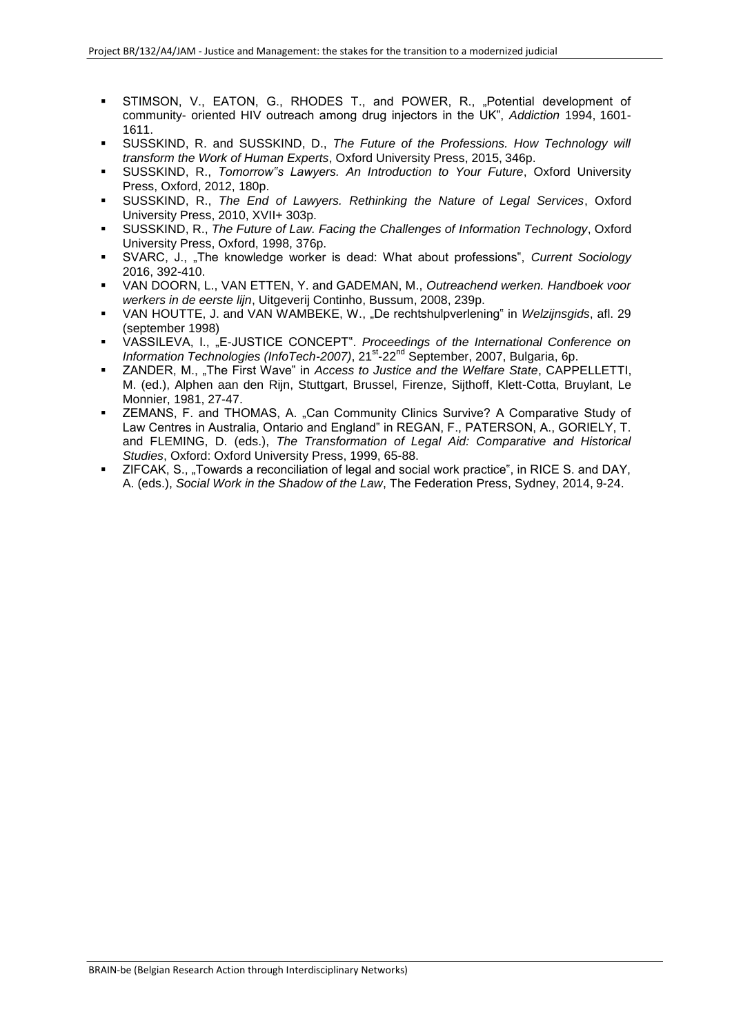- STIMSON, V., EATON, G., RHODES T., and POWER, R., „Potential development of community- oriented HIV outreach among drug injectors in the UK", *Addiction* 1994, 1601-1611.
- SUSSKIND, R. and SUSSKIND, D., *The Future of the Professions. How Technology will transform the Work of Human Experts*, Oxford University Press, 2015, 346p.
- SUSSKIND, R., *Tomorrow"s Lawyers. An Introduction to Your Future*, Oxford University Press, Oxford, 2012, 180p.
- SUSSKIND, R., *The End of Lawyers. Rethinking the Nature of Legal Services*, Oxford University Press, 2010, XVII+ 303p.
- SUSSKIND, R., *The Future of Law. Facing the Challenges of Information Technology*, Oxford University Press, Oxford, 1998, 376p.
- SVARC, J., „The knowledge worker is dead: What about professions", *Current Sociology* 2016, 392-410.
- VAN DOORN, L., VAN ETTEN, Y. and GADEMAN, M., *Outreachend werken. Handboek voor werkers in de eerste lijn*, Uitgeverij Continho, Bussum, 2008, 239p.
- VAN HOUTTE, J. and VAN WAMBEKE, W., „De rechtshulpverlening" in *Welzijnsgids*, afl. 29 (september 1998)
- VASSILEVA, I., „E-JUSTICE CONCEPT". *Proceedings of the International Conference on Information Technologies (InfoTech-2007)*, 21st-22nd September, 2007, Bulgaria, 6p.
- ZANDER, M., „The First Wave" in *Access to Justice and the Welfare State*, CAPPELLETTI, M. (ed.), Alphen aan den Rijn, Stuttgart, Brussel, Firenze, Sijthoff, Klett-Cotta, Bruylant, Le Monnier, 1981, 27-47.
- ZEMANS, F. and THOMAS, A. „Can Community Clinics Survive? A Comparative Study of Law Centres in Australia, Ontario and England" in REGAN, F., PATERSON, A., GORIELY, T. and FLEMING, D. (eds.), *The Transformation of Legal Aid: Comparative and Historical Studies*, Oxford: Oxford University Press, 1999, 65-88.
- ZIFCAK, S., „Towards a reconciliation of legal and social work practice", in RICE S. and DAY, A. (eds.), *Social Work in the Shadow of the Law*, The Federation Press, Sydney, 2014, 9-24.